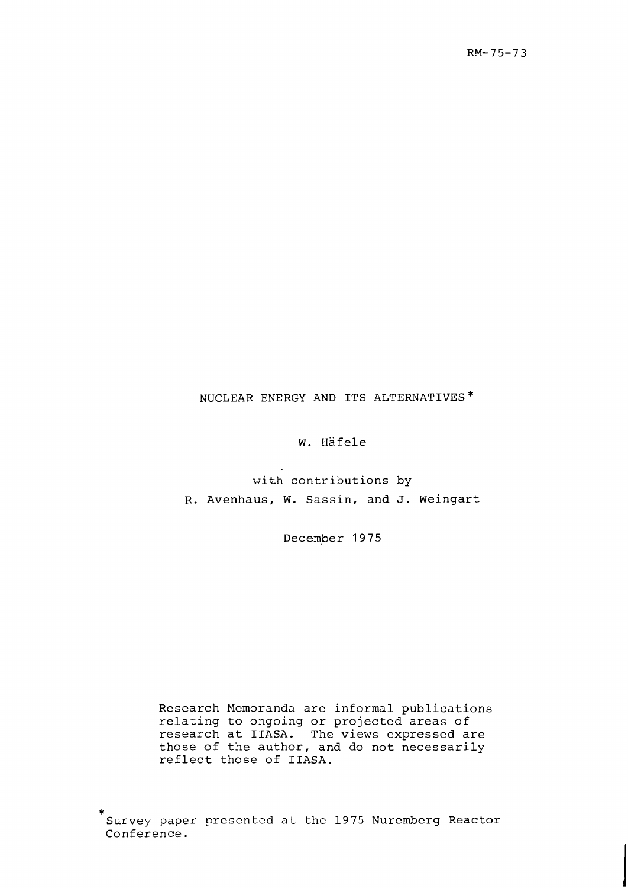RM-75-73

# NUCLEAR ENERGY AND ITS ALTERNATIVES*

W. Häfele

with contributions by

R. Avenhaus, W. Sassin, and J. Weingart

December 1975

Research Memoranda are informal publications relating to ongoing or projected areas of research at IIASA. The views expressed are those of the author, and do not necessarily reflect those of IIASA.

*Survey paper presented at the 1975 Nuremberg Reactor Conference.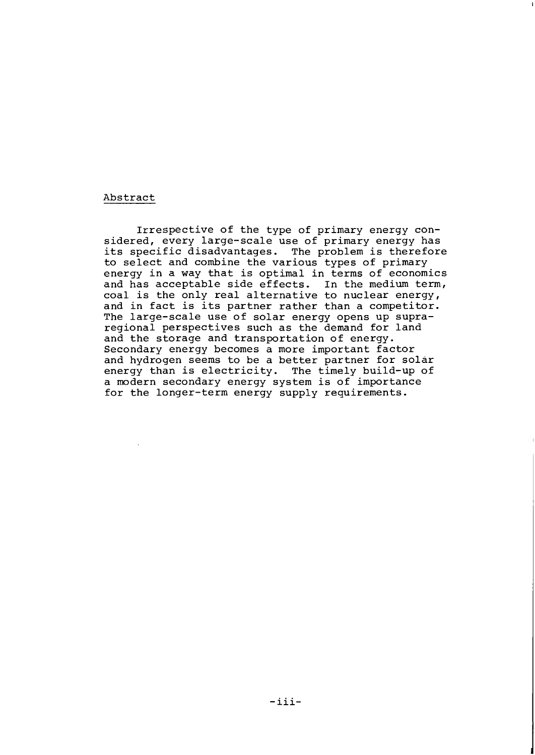## Abstract

Irrespective of the type of primary energy considered, every large-scale use of primary energy has its specific disadvantages. The problem is therefore to select and combine the various types of primary energy in a way that is optimal in terms of economics and has acceptable side effects. In the medium term, coal is the only real alternative to nuclear energy, and in fact is its partner rather than a competitor. The large-scale use of solar energy opens up supra-regional perspectives such as the demand for land and the storage and transportation of energy. Secondary energy becomes a more important factor and hydrogen seems to be a better partner for solar energy than is electricity. The timely build-up of a modern secondary energy system is of importance for the longer-term energy supply requirements.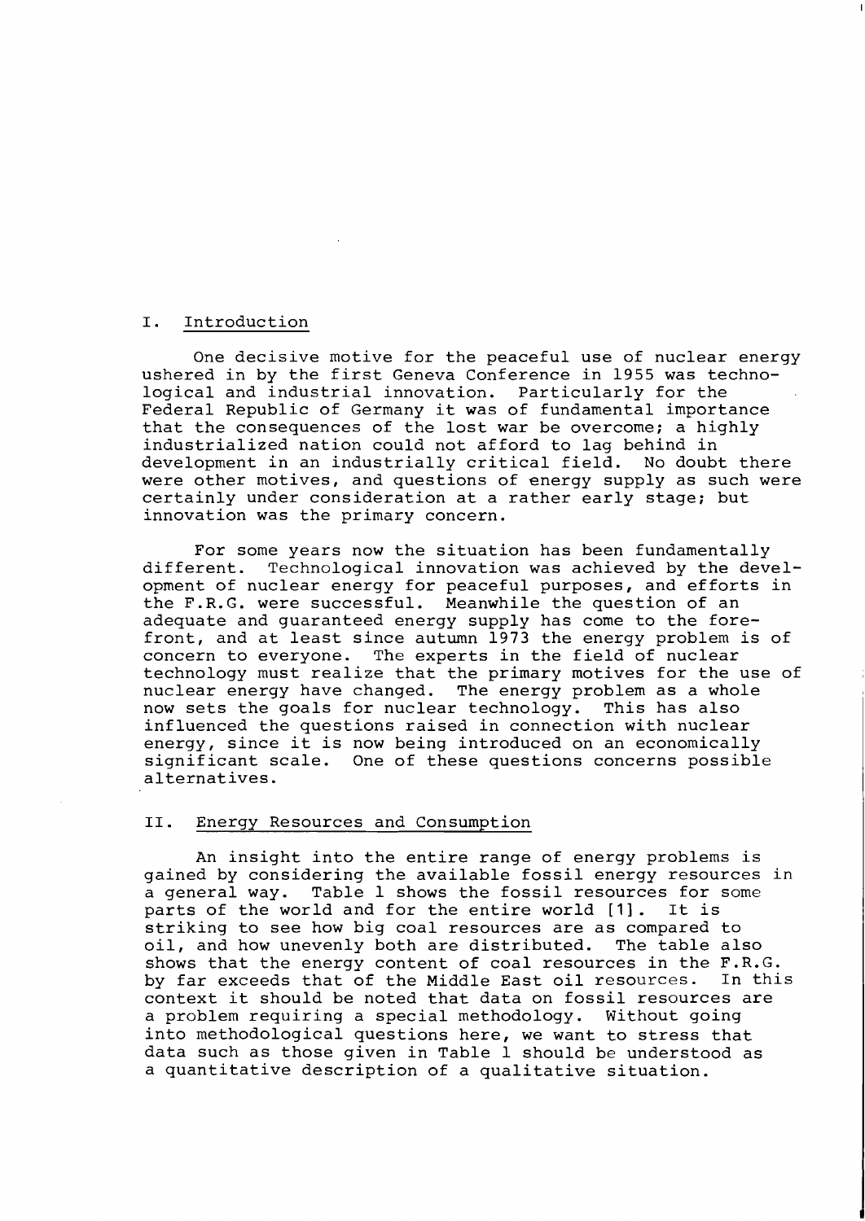## I. Introduction

One decisive motive for the peaceful use of nuclear energy ushered in by the first Geneva Conference in 1955 was technological and industrial innovation. Particularly for the Federal Republic of Germany it was of fundamental importance that the consequences of the lost war be overcome; a highly industrialized nation could not afford to lag behind in development in an industrially critical field. No doubt there were other motives, and questions of energy supply as such were certainly under consideration at a rather early stage; but innovation was the primary concern.

For some years now the situation has been fundamentally different. Technological innovation was achieved by the development of nuclear energy for peaceful purposes, and efforts in the F.R.G. were successful. Meanwhile the question of an adequate and guaranteed energy supply has come to the forefront, and at least since autumn 1973 the energy problem is of concern to everyone. The experts in the field of nuclear technology must realize that the primary motives for the use of nuclear energy have changed. The energy problem as a whole now sets the goals for nuclear technology. This has also influenced the questions raised in connection with nuclear energy, since it is now being introduced on an economically significant scale. One of these questions concerns possible alternatives.

## II. Energy Resources and Consumption

An insight into the entire range of energy problems is gained by considering the available fossil energy resources in a general way. Table 1 shows the fossil resources for some parts of the world and for the entire world [1]. It is striking to see how big coal resources are as compared to oil, and how unevenly both are distributed. The table also shows that the energy content of coal resources in the F.R.G. by far exceeds that of the Middle East oil resources. In this context it should be noted that data on fossil resources are a problem requiring a special methodology. Without going into methodological questions here, we want to stress that data such as those given in Table 1 should be understood as a quantitative description of a qualitative situation.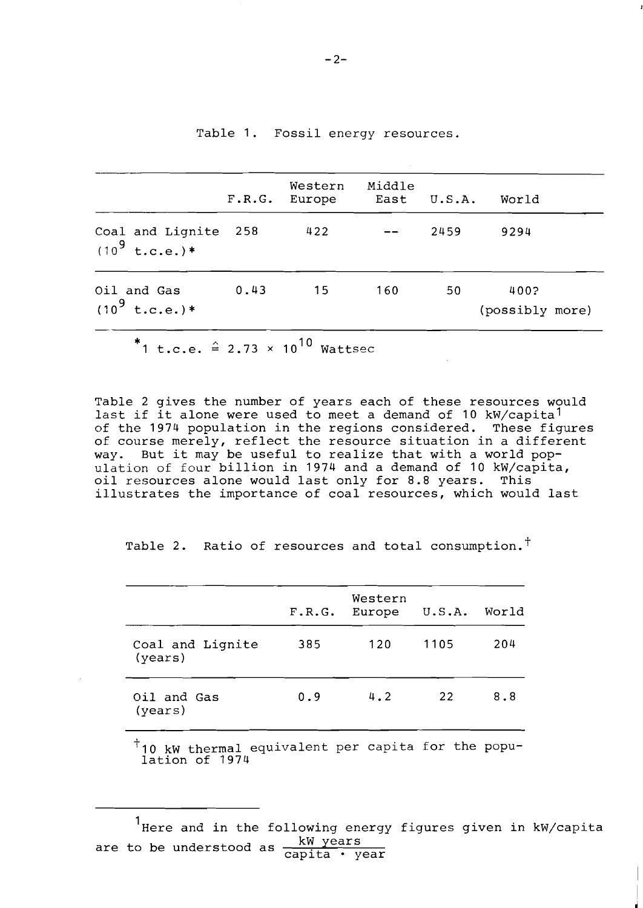Table 1. Fossil energy resources.

| | F.R.G. | Western Europe | Middle East | U.S.A. | World |
|---|---|---|---|---|---|
| Coal and Lignite ($10^9$ t.c.e.)* | 258 | 422 | -- | 2459 | 9294 |
| Oil and Gas ($10^9$ t.c.e.)* | 0.43 | 15 | 160 | 50 | 400? (possibly more) |

*1 t.c.e. $\hat{=}$ $2.73 \times 10^{10}$ Wattsec

Table 2 gives the number of years each of these resources would last if it alone were used to meet a demand of 10 kW/capita[1] of the 1974 population in the regions considered. These figures of course merely, reflect the resource situation in a different way. But it may be useful to realize that with a world population of four billion in 1974 and a demand of 10 kW/capita, oil resources alone would last only for 8.8 years. This illustrates the importance of coal resources, which would last

Table 2. Ratio of resources and total consumption.†

| | F.R.G. | Western Europe | U.S.A. | World |
|---|---|---|---|---|
| Coal and Lignite (years) | 385 | 120 | 1105 | 204 |
| Oil and Gas (years) | 0.9 | 4.2 | 22 | 8.8 |

†10 kW thermal equivalent per capita for the population of 1974

---

[1] Here and in the following energy figures given in kW/capita are to be understood as $\frac{\text{kW years}}{\text{capita} \cdot \text{year}}$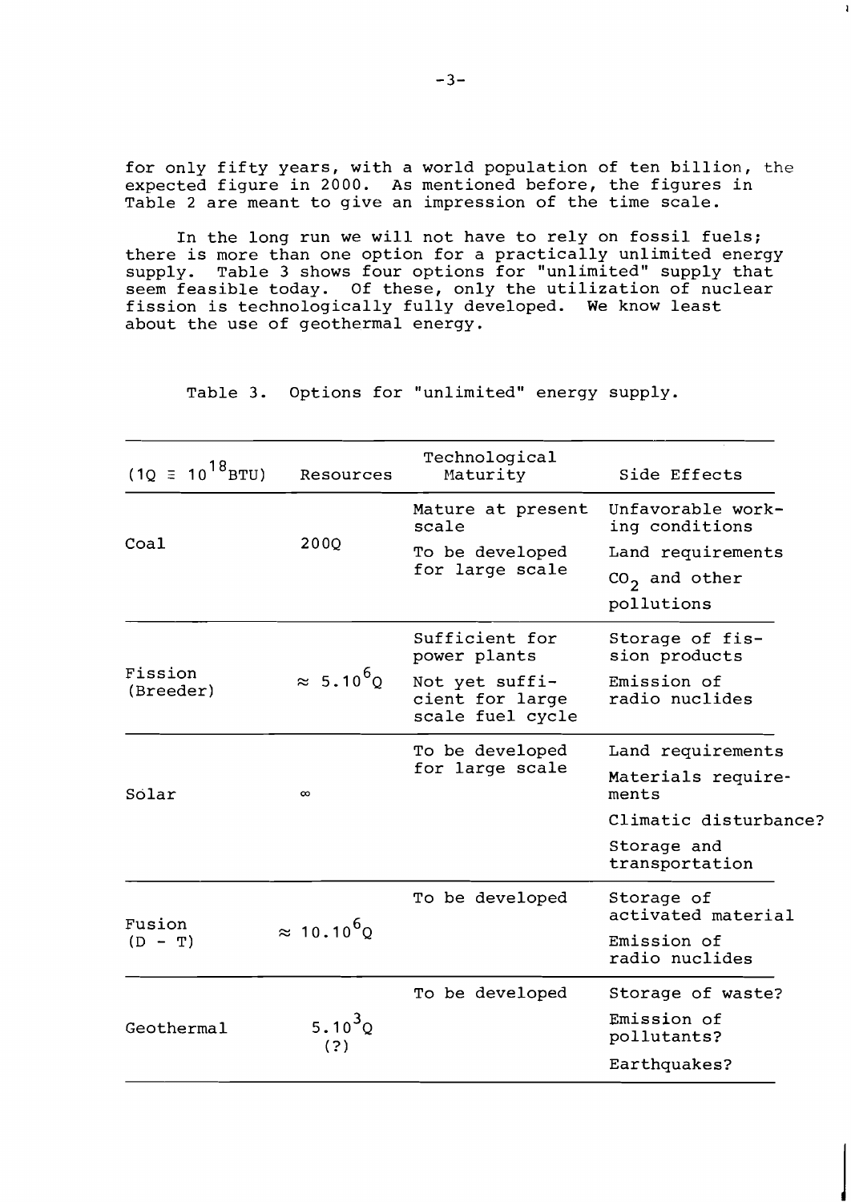for only fifty years, with a world population of ten billion, the expected figure in 2000. As mentioned before, the figures in Table 2 are meant to give an impression of the time scale.

In the long run we will not have to rely on fossil fuels; there is more than one option for a practically unlimited energy supply. Table 3 shows four options for "unlimited" supply that seem feasible today. Of these, only the utilization of nuclear fission is technologically fully developed. We know least about the use of geothermal energy.

Table 3. Options for "unlimited" energy supply.

| $(1Q \equiv 10^{18} BTU)$ | Resources | Technological Maturity | Side Effects |
|---|---|---|---|
| Coal | 200Q | Mature at present scale; To be developed for large scale | Unfavorable working conditions; Land requirements; $CO_2$ and other pollutions |
| Fission (Breeder) | $\approx 5.10^6 Q$ | Sufficient for power plants; Not yet sufficient for large scale fuel cycle | Storage of fission products; Emission of radio nuclides |
| Solar | $\infty$ | To be developed for large scale | Land requirements; Materials requirements; Climatic disturbance?; Storage and transportation |
| Fusion (D - T) | $\approx 10.10^6 Q$ | To be developed | Storage of activated material; Emission of radio nuclides |
| Geothermal | $5.10^3 Q$ (?) | To be developed | Storage of waste?; Emission of pollutants?; Earthquakes? |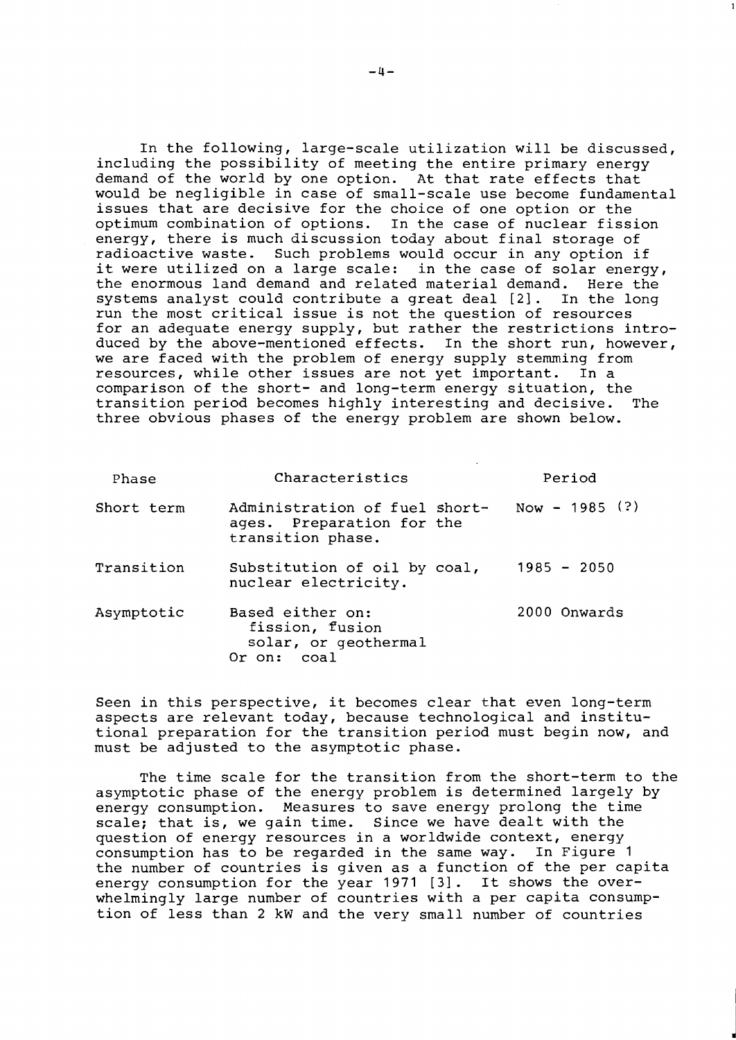In the following, large-scale utilization will be discussed, including the possibility of meeting the entire primary energy demand of the world by one option. At that rate effects that would be negligible in case of small-scale use become fundamental issues that are decisive for the choice of one option or the optimum combination of options. In the case of nuclear fission energy, there is much discussion today about final storage of radioactive waste. Such problems would occur in any option if it were utilized on a large scale: in the case of solar energy, the enormous land demand and related material demand. Here the systems analyst could contribute a great deal [2]. In the long run the most critical issue is not the question of resources for an adequate energy supply, but rather the restrictions introduced by the above-mentioned effects. In the short run, however, we are faced with the problem of energy supply stemming from resources, while other issues are not yet important. In a comparison of the short- and long-term energy situation, the transition period becomes highly interesting and decisive. The three obvious phases of the energy problem are shown below.

| Phase | Characteristics | Period |
|---|---|---|
| Short term | Administration of fuel shortages. Preparation for the transition phase. | Now - 1985 (?) |
| Transition | Substitution of oil by coal, nuclear electricity. | 1985 - 2050 |
| Asymptotic | Based either on: fission, fusion solar, or geothermal Or on: coal | 2000 Onwards |

Seen in this perspective, it becomes clear that even long-term aspects are relevant today, because technological and institutional preparation for the transition period must begin now, and must be adjusted to the asymptotic phase.

The time scale for the transition from the short-term to the asymptotic phase of the energy problem is determined largely by energy consumption. Measures to save energy prolong the time scale; that is, we gain time. Since we have dealt with the question of energy resources in a worldwide context, energy consumption has to be regarded in the same way. In Figure 1 the number of countries is given as a function of the per capita energy consumption for the year 1971 [3]. It shows the overwhelmingly large number of countries with a per capita consumption of less than 2 kW and the very small number of countries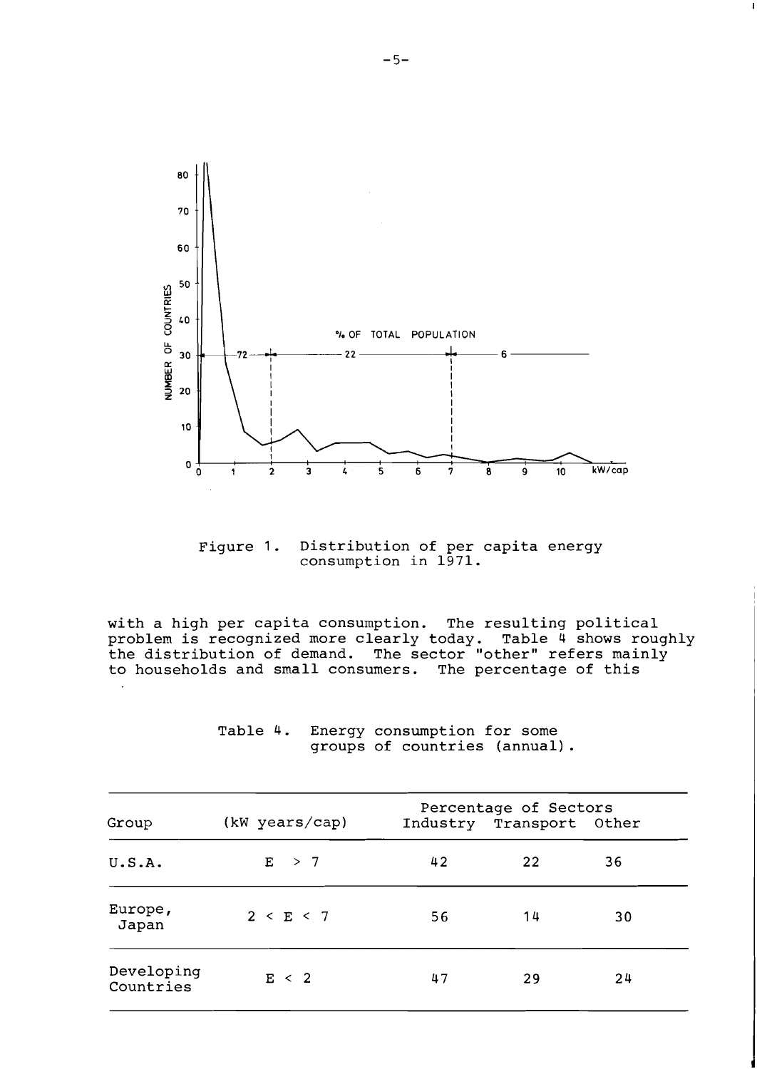Figure 1. Distribution of per capita energy consumption in 1971.

with a high per capita consumption. The resulting political problem is recognized more clearly today. Table 4 shows roughly the distribution of demand. The sector "other" refers mainly to households and small consumers. The percentage of this

Table 4. Energy consumption for some groups of countries (annual).

| Group | (kW years/cap) | Percentage of Sectors | | |
|---|---|---|---|---|
| | | Industry | Transport | Other |
| U.S.A. | $E > 7$ | 42 | 22 | 36 |
| Europe, Japan | $2 < E < 7$ | 56 | 14 | 30 |
| Developing Countries | $E < 2$ | 47 | 29 | 24 |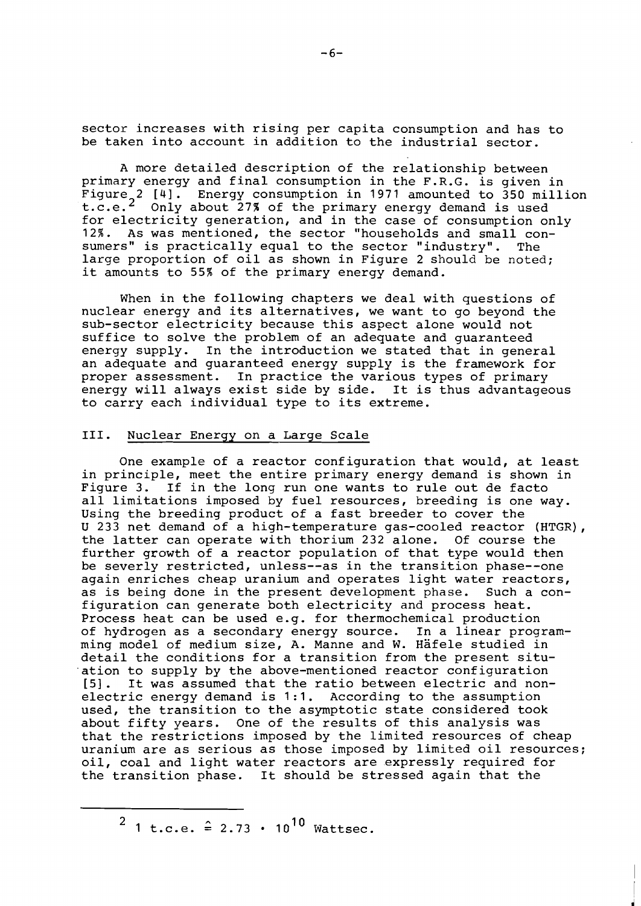sector increases with rising per capita consumption and has to be taken into account in addition to the industrial sector.

A more detailed description of the relationship between primary energy and final consumption in the F.R.G. is given in Figure 2 [4]. Energy consumption in 1971 amounted to 350 million t.c.e.[2] Only about 27% of the primary energy demand is used for electricity generation, and in the case of consumption only 12%. As was mentioned, the sector "households and small consumers" is practically equal to the sector "industry". The large proportion of oil as shown in Figure 2 should be noted; it amounts to 55% of the primary energy demand.

When in the following chapters we deal with questions of nuclear energy and its alternatives, we want to go beyond the sub-sector electricity because this aspect alone would not suffice to solve the problem of an adequate and guaranteed energy supply. In the introduction we stated that in general an adequate and guaranteed energy supply is the framework for proper assessment. In practice the various types of primary energy will always exist side by side. It is thus advantageous to carry each individual type to its extreme.

## III. Nuclear Energy on a Large Scale

One example of a reactor configuration that would, at least in principle, meet the entire primary energy demand is shown in Figure 3. If in the long run one wants to rule out de facto all limitations imposed by fuel resources, breeding is one way. Using the breeding product of a fast breeder to cover the U 233 net demand of a high-temperature gas-cooled reactor (HTGR), the latter can operate with thorium 232 alone. Of course the further growth of a reactor population of that type would then be severly restricted, unless--as in the transition phase--one again enriches cheap uranium and operates light water reactors, as is being done in the present development phase. Such a configuration can generate both electricity and process heat. Process heat can be used e.g. for thermochemical production of hydrogen as a secondary energy source. In a linear programming model of medium size, A. Manne and W. Häfele studied in detail the conditions for a transition from the present situation to supply by the above-mentioned reactor configuration [5]. It was assumed that the ratio between electric and non-electric energy demand is 1:1. According to the assumption used, the transition to the asymptotic state considered took about fifty years. One of the results of this analysis was that the restrictions imposed by the limited resources of cheap uranium are as serious as those imposed by limited oil resources; oil, coal and light water reactors are expressly required for the transition phase. It should be stressed again that the

---

[2] 1 t.c.e. $\hat{=} 2.73 \cdot 10^{10}$ Wattsec.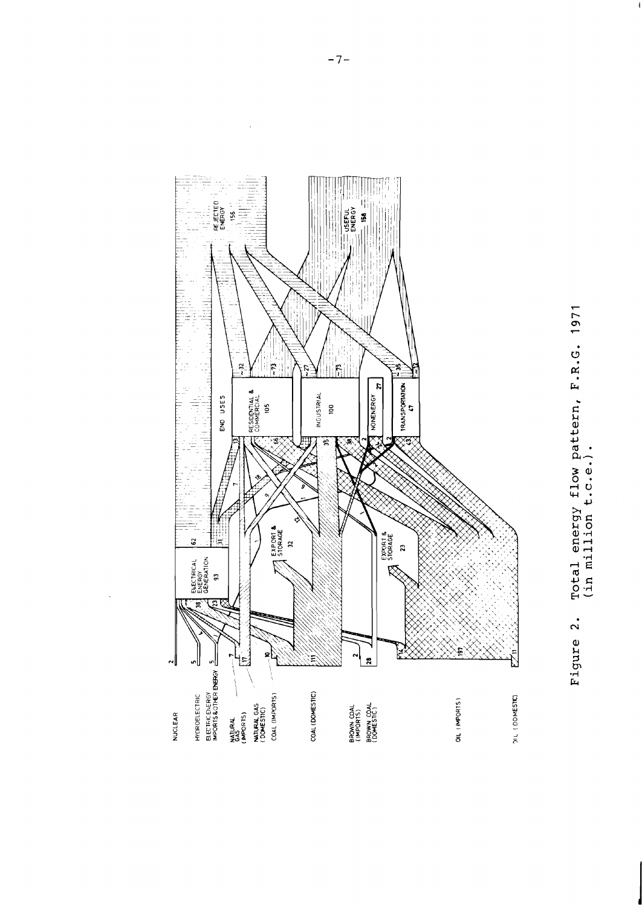Figure 2. Total energy flow pattern, F.R.G. 1971
(in million t.c.e.).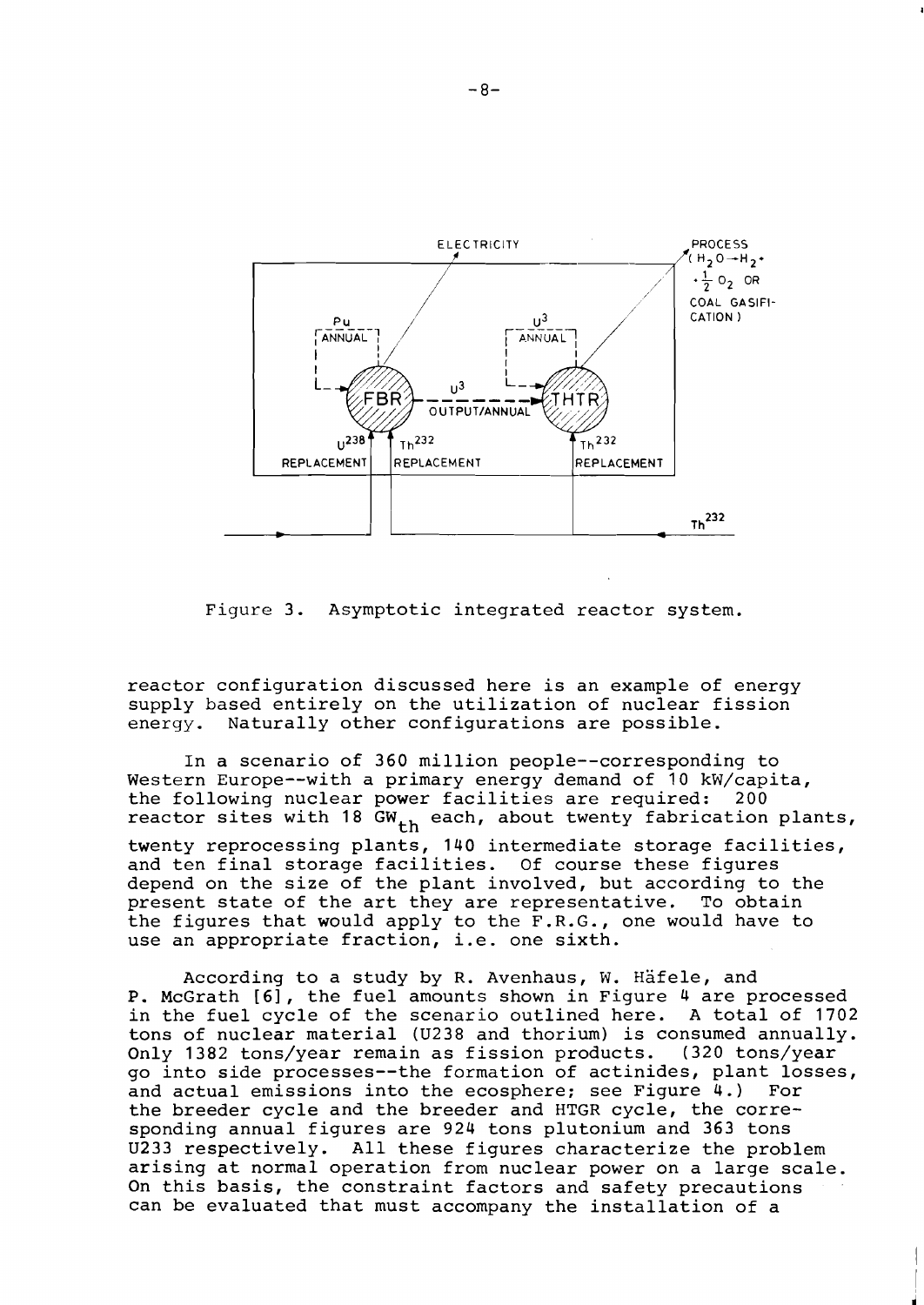Figure 3. Asymptotic integrated reactor system.

reactor configuration discussed here is an example of energy supply based entirely on the utilization of nuclear fission energy. Naturally other configurations are possible.

In a scenario of 360 million people--corresponding to Western Europe--with a primary energy demand of 10 kW/capita, the following nuclear power facilities are required: 200 reactor sites with 18 $GW_{th}$ each, about twenty fabrication plants, twenty reprocessing plants, 140 intermediate storage facilities, and ten final storage facilities. Of course these figures depend on the size of the plant involved, but according to the present state of the art they are representative. To obtain the figures that would apply to the F.R.G., one would have to use an appropriate fraction, i.e. one sixth.

According to a study by R. Avenhaus, W. Häfele, and P. McGrath [6], the fuel amounts shown in Figure 4 are processed in the fuel cycle of the scenario outlined here. A total of 1702 tons of nuclear material (U238 and thorium) is consumed annually. Only 1382 tons/year remain as fission products. (320 tons/year go into side processes--the formation of actinides, plant losses, and actual emissions into the ecosphere; see Figure 4.) For the breeder cycle and the breeder and HTGR cycle, the corresponding annual figures are 924 tons plutonium and 363 tons U233 respectively. All these figures characterize the problem arising at normal operation from nuclear power on a large scale. On this basis, the constraint factors and safety precautions can be evaluated that must accompany the installation of a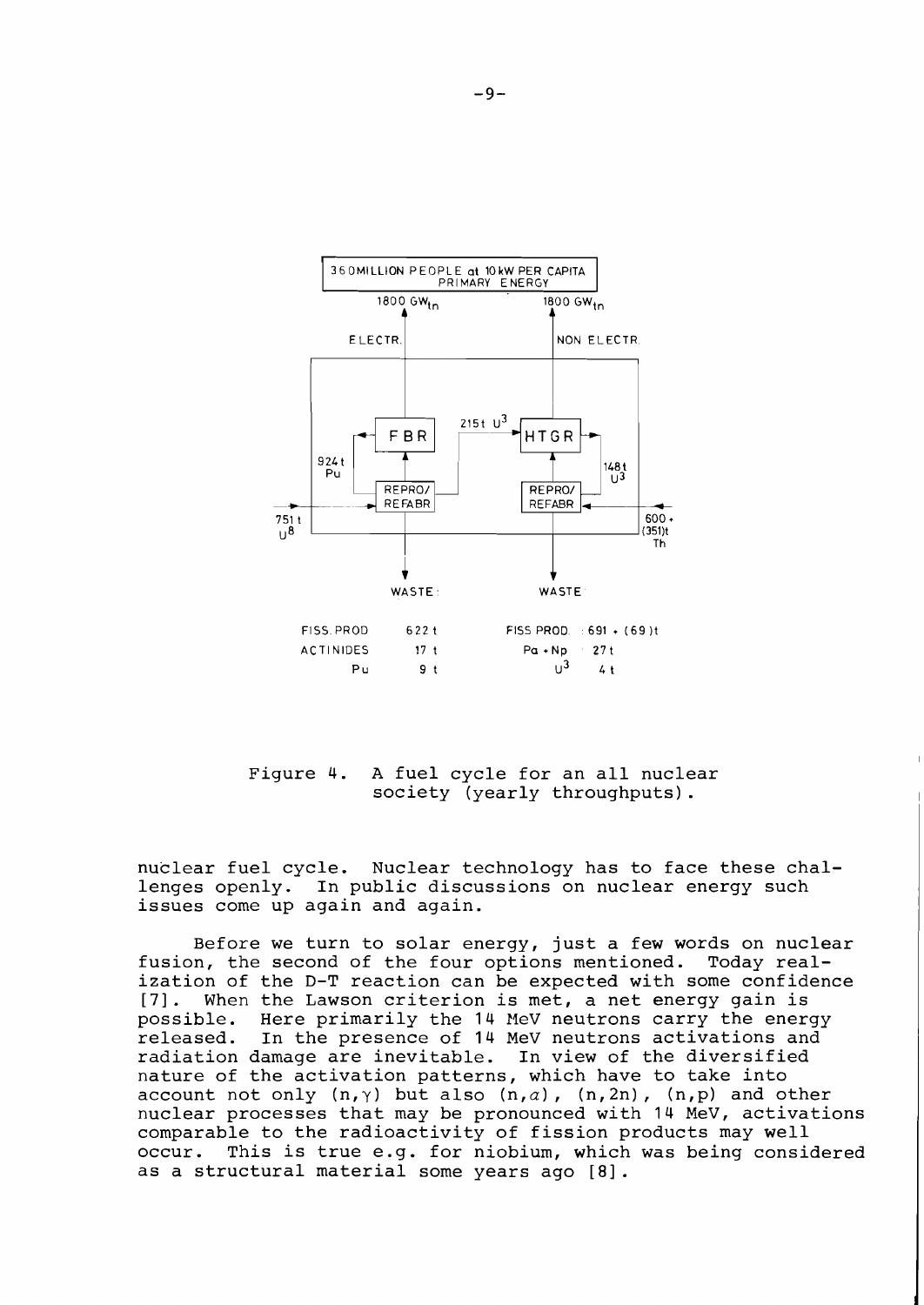Figure 4. A fuel cycle for an all nuclear society (yearly throughputs).

nuclear fuel cycle. Nuclear technology has to face these challenges openly. In public discussions on nuclear energy such issues come up again and again.

Before we turn to solar energy, just a few words on nuclear fusion, the second of the four options mentioned. Today realization of the D-T reaction can be expected with some confidence [7]. When the Lawson criterion is met, a net energy gain is possible. Here primarily the 14 MeV neutrons carry the energy released. In the presence of 14 MeV neutrons activations and radiation damage are inevitable. In view of the diversified nature of the activation patterns, which have to take into account not only $(n,\gamma)$ but also $(n,\alpha)$, $(n,2n)$, $(n,p)$ and other nuclear processes that may be pronounced with 14 MeV, activations comparable to the radioactivity of fission products may well occur. This is true e.g. for niobium, which was being considered as a structural material some years ago [8].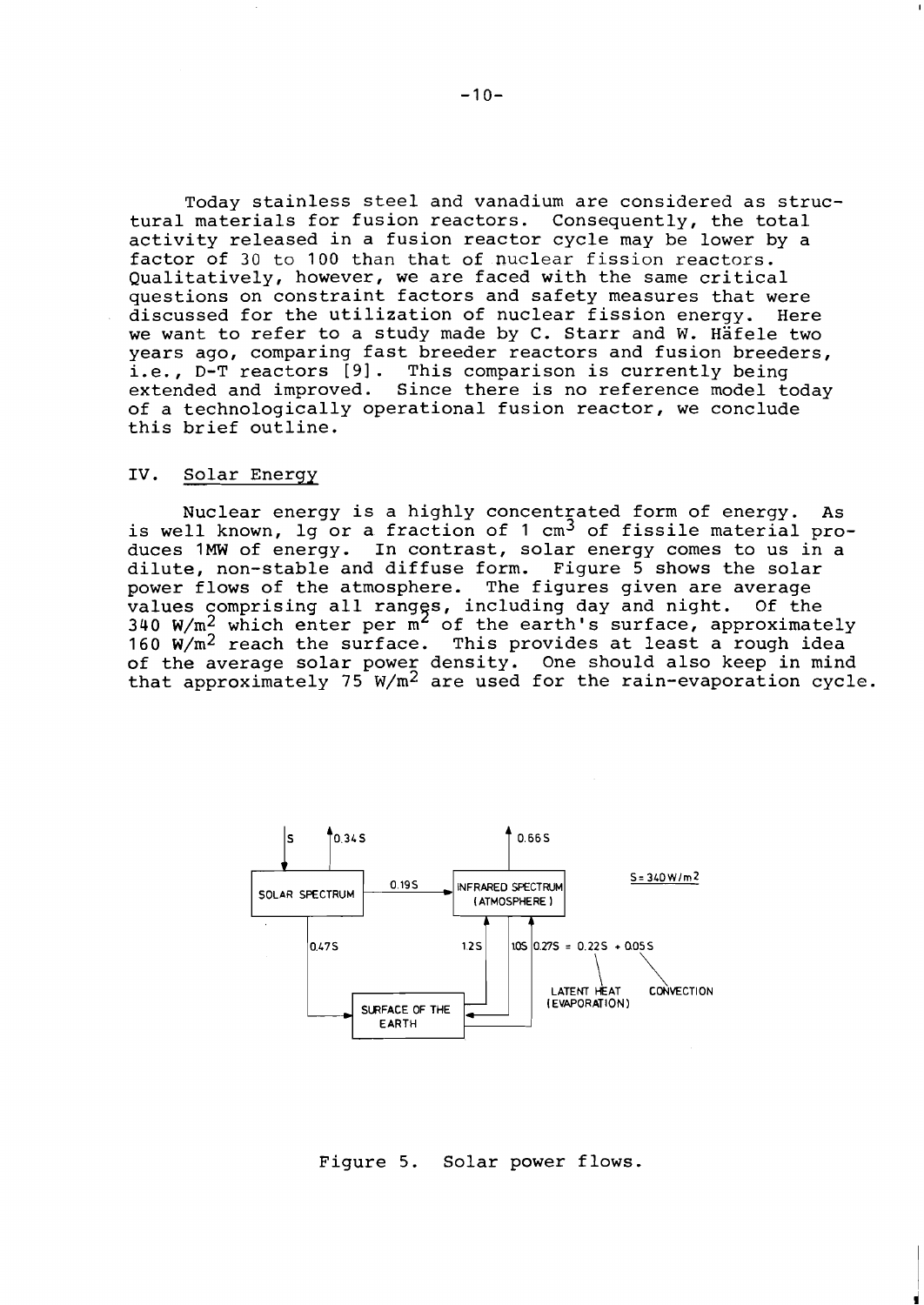Today stainless steel and vanadium are considered as structural materials for fusion reactors. Consequently, the total activity released in a fusion reactor cycle may be lower by a factor of 30 to 100 than that of nuclear fission reactors. Qualitatively, however, we are faced with the same critical questions on constraint factors and safety measures that were discussed for the utilization of nuclear fission energy. Here we want to refer to a study made by C. Starr and W. Häfele two years ago, comparing fast breeder reactors and fusion breeders, i.e., D-T reactors [9]. This comparison is currently being extended and improved. Since there is no reference model today of a technologically operational fusion reactor, we conclude this brief outline.

## IV. Solar Energy

Nuclear energy is a highly concentrated form of energy. As is well known, 1g or a fraction of 1 $cm^3$ of fissile material produces 1MW of energy. In contrast, solar energy comes to us in a dilute, non-stable and diffuse form. Figure 5 shows the solar power flows of the atmosphere. The figures given are average values comprising all ranges, including day and night. Of the 340 $W/m^2$ which enter per $m^2$ of the earth's surface, approximately 160 $W/m^2$ reach the surface. This provides at least a rough idea of the average solar power density. One should also keep in mind that approximately 75 $W/m^2$ are used for the rain-evaporation cycle.

S | 0.34S | 0.66S | $S = 340 W/m^2$

SOLAR SPECTRUM → 0.19S → INFRARED SPECTRUM (ATMOSPHERE)

0.47S | 1.2S | 1.0S | 0.27S = 0.22S + 0.05S

LATENT HEAT (EVAPORATION) | CONVECTION

SURFACE OF THE EARTH

Figure 5. Solar power flows.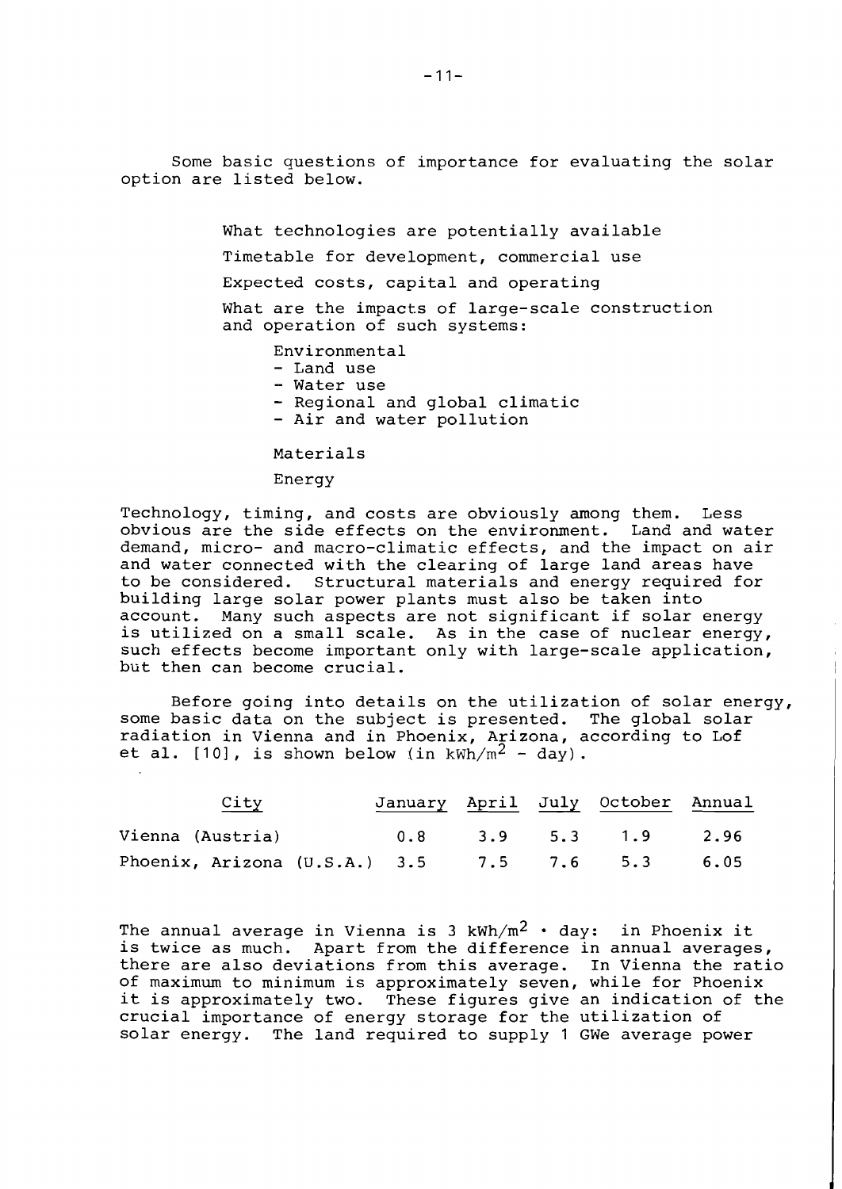Some basic questions of importance for evaluating the solar option are listed below.

- What technologies are potentially available
- Timetable for development, commercial use
- Expected costs, capital and operating
- What are the impacts of large-scale construction and operation of such systems:
  - Environmental
    - Land use
    - Water use
    - Regional and global climatic
    - Air and water pollution
  - Materials
  - Energy

Technology, timing, and costs are obviously among them. Less obvious are the side effects on the environment. Land and water demand, micro- and macro-climatic effects, and the impact on air and water connected with the clearing of large land areas have to be considered. Structural materials and energy required for building large solar power plants must also be taken into account. Many such aspects are not significant if solar energy is utilized on a small scale. As in the case of nuclear energy, such effects become important only with large-scale application, but then can become crucial.

Before going into details on the utilization of solar energy, some basic data on the subject is presented. The global solar radiation in Vienna and in Phoenix, Arizona, according to Lof et al. [10], is shown below (in $kWh/m^2$ - day).

| City | January | April | July | October | Annual |
|---|---|---|---|---|---|
| Vienna (Austria) | 0.8 | 3.9 | 5.3 | 1.9 | 2.96 |
| Phoenix, Arizona (U.S.A.) | 3.5 | 7.5 | 7.6 | 5.3 | 6.05 |

The annual average in Vienna is 3 $kWh/m^2 \cdot$ day: in Phoenix it is twice as much. Apart from the difference in annual averages, there are also deviations from this average. In Vienna the ratio of maximum to minimum is approximately seven, while for Phoenix it is approximately two. These figures give an indication of the crucial importance of energy storage for the utilization of solar energy. The land required to supply 1 GWe average power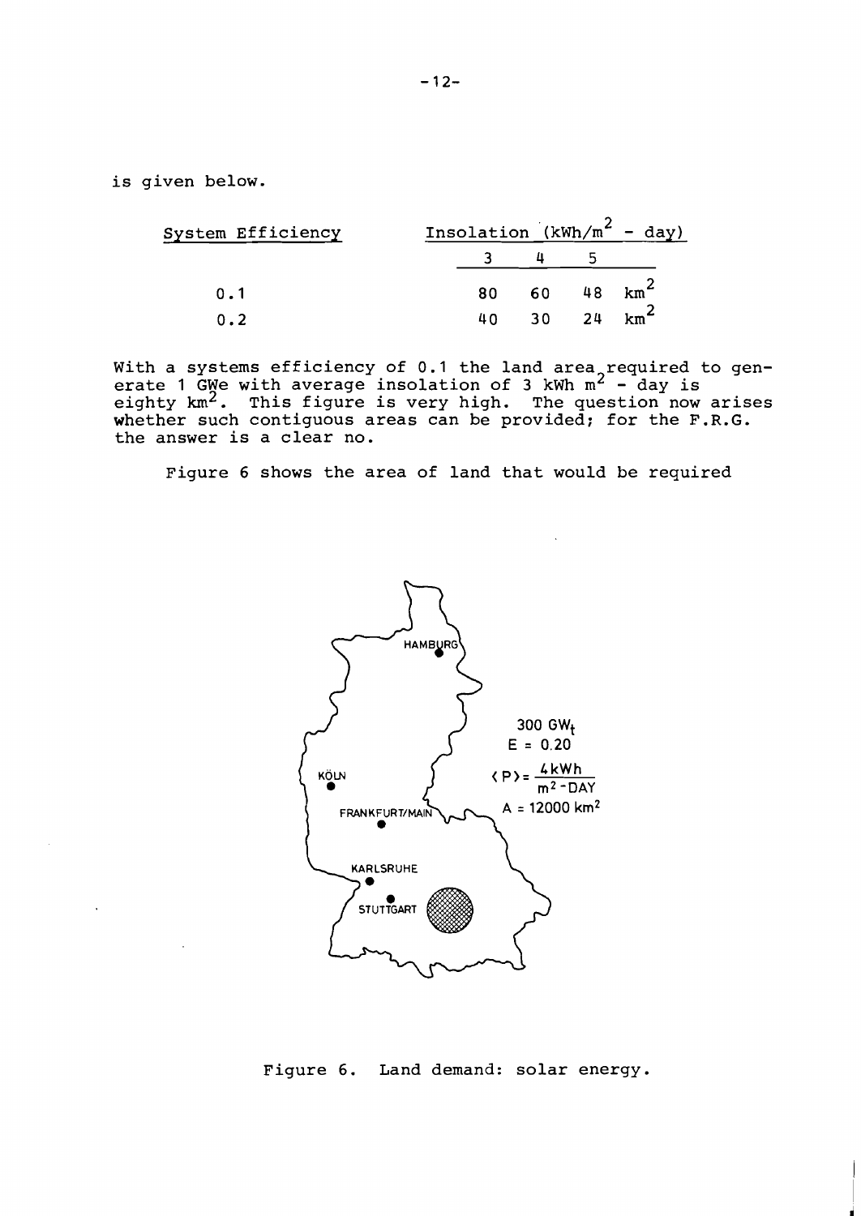is given below.

| System Efficiency | Insolation ($kWh/m^2$ - day) | | | |
|---|---|---|---|---|
| | 3 | 4 | 5 | |
| 0.1 | 80 | 60 | 48 | $km^2$ |
| 0.2 | 40 | 30 | 24 | $km^2$ |

With a systems efficiency of 0.1 the land area required to generate 1 GWe with average insolation of 3 kWh $m^2$ - day is eighty $km^2$. This figure is very high. The question now arises whether such contiguous areas can be provided; for the F.R.G. the answer is a clear no.

Figure 6 shows the area of land that would be required

Figure 6. Land demand: solar energy.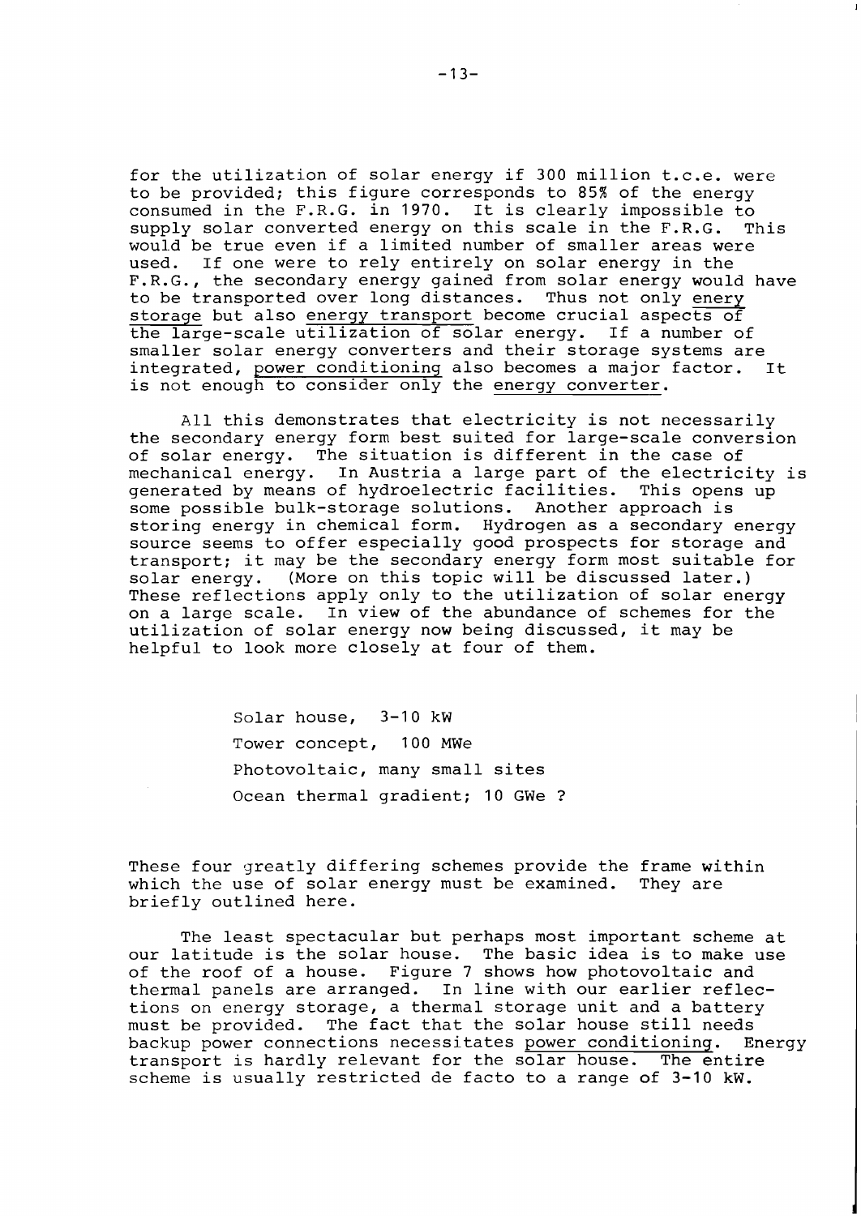for the utilization of solar energy if 300 million t.c.e. were to be provided; this figure corresponds to 85% of the energy consumed in the F.R.G. in 1970. It is clearly impossible to supply solar converted energy on this scale in the F.R.G. This would be true even if a limited number of smaller areas were used. If one were to rely entirely on solar energy in the F.R.G., the secondary energy gained from solar energy would have to be transported over long distances. Thus not only <u>enery storage</u> but also <u>energy transport</u> become crucial aspects of the large-scale utilization of solar energy. If a number of smaller solar energy converters and their storage systems are integrated, <u>power conditioning</u> also becomes a major factor. It is not enough to consider only the <u>energy converter</u>.

All this demonstrates that electricity is not necessarily the secondary energy form best suited for large-scale conversion of solar energy. The situation is different in the case of mechanical energy. In Austria a large part of the electricity is generated by means of hydroelectric facilities. This opens up some possible bulk-storage solutions. Another approach is storing energy in chemical form. Hydrogen as a secondary energy source seems to offer especially good prospects for storage and transport; it may be the secondary energy form most suitable for solar energy. (More on this topic will be discussed later.) These reflections apply only to the utilization of solar energy on a large scale. In view of the abundance of schemes for the utilization of solar energy now being discussed, it may be helpful to look more closely at four of them.

Solar house, 3-10 kW  
Tower concept, 100 MWe  
Photovoltaic, many small sites  
Ocean thermal gradient; 10 GWe ?

These four greatly differing schemes provide the frame within which the use of solar energy must be examined. They are briefly outlined here.

The least spectacular but perhaps most important scheme at our latitude is the solar house. The basic idea is to make use of the roof of a house. Figure 7 shows how photovoltaic and thermal panels are arranged. In line with our earlier reflections on energy storage, a thermal storage unit and a battery must be provided. The fact that the solar house still needs backup power connections necessitates <u>power conditioning</u>. Energy transport is hardly relevant for the solar house. The entire scheme is usually restricted de facto to a range of 3-10 kW.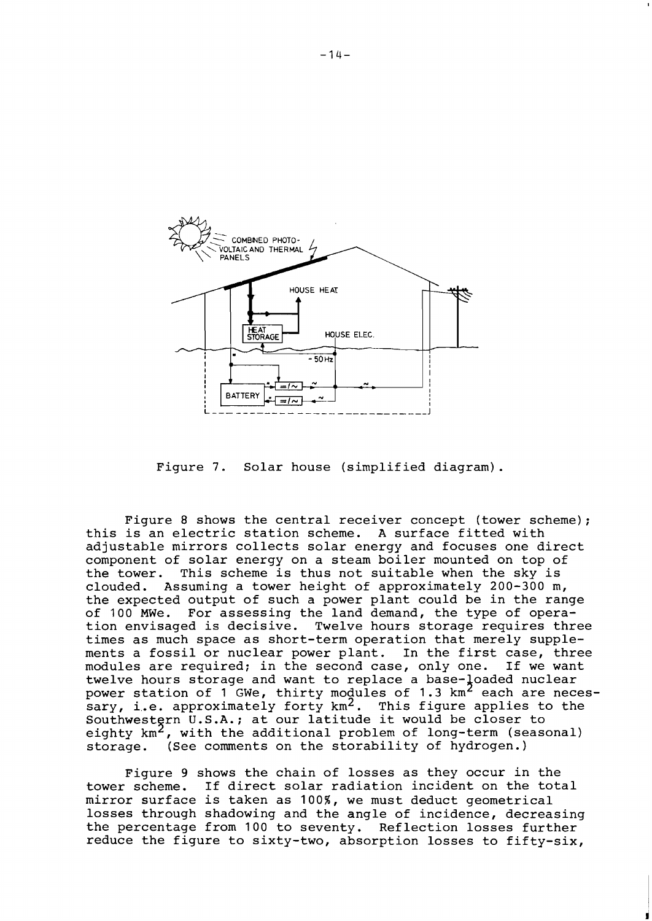Figure 7. Solar house (simplified diagram).

Figure 8 shows the central receiver concept (tower scheme); this is an electric station scheme. A surface fitted with adjustable mirrors collects solar energy and focuses one direct component of solar energy on a steam boiler mounted on top of the tower. This scheme is thus not suitable when the sky is clouded. Assuming a tower height of approximately 200-300 m, the expected output of such a power plant could be in the range of 100 MWe. For assessing the land demand, the type of operation envisaged is decisive. Twelve hours storage requires three times as much space as short-term operation that merely supplements a fossil or nuclear power plant. In the first case, three modules are required; in the second case, only one. If we want twelve hours storage and want to replace a base-loaded nuclear power station of 1 GWe, thirty modules of 1.3 $km^2$ each are necessary, i.e. approximately forty $km^2$. This figure applies to the Southwestern U.S.A.; at our latitude it would be closer to eighty $km^2$, with the additional problem of long-term (seasonal) storage. (See comments on the storability of hydrogen.)

Figure 9 shows the chain of losses as they occur in the tower scheme. If direct solar radiation incident on the total mirror surface is taken as 100%, we must deduct geometrical losses through shadowing and the angle of incidence, decreasing the percentage from 100 to seventy. Reflection losses further reduce the figure to sixty-two, absorption losses to fifty-six,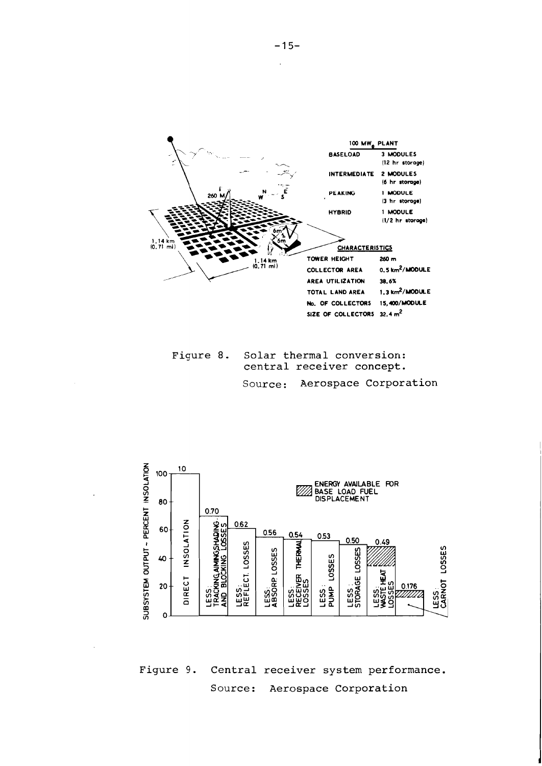100 MW$_e$ PLANT

| | |
|---|---|
| BASELOAD | 3 MODULES (12 hr storage) |
| INTERMEDIATE | 2 MODULES (6 hr storage) |
| PEAKING | 1 MODULE (3 hr storage) |
| HYBRID | 1 MODULE (1/2 hr storage) |

CHARACTERISTICS

| | |
|---|---|
| TOWER HEIGHT | 260 m |
| COLLECTOR AREA | 0.5 km$^2$/MODULE |
| AREA UTILIZATION | 38.6% |
| TOTAL LAND AREA | 1.3 km$^2$/MODULE |
| No. OF COLLECTORS | 15,400/MODULE |
| SIZE OF COLLECTORS | 32.4 m$^2$ |

Figure 8. Solar thermal conversion: central receiver concept.

Source: Aerospace Corporation

Figure 9. Central receiver system performance.

Source: Aerospace Corporation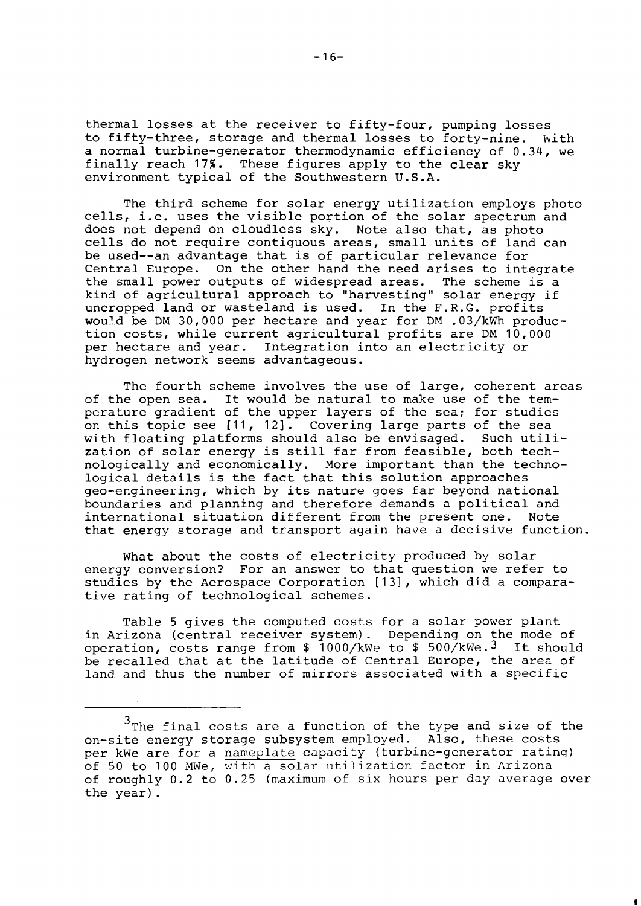thermal losses at the receiver to fifty-four, pumping losses to fifty-three, storage and thermal losses to forty-nine. With a normal turbine-generator thermodynamic efficiency of 0.34, we finally reach 17%. These figures apply to the clear sky environment typical of the Southwestern U.S.A.

The third scheme for solar energy utilization employs photo cells, i.e. uses the visible portion of the solar spectrum and does not depend on cloudless sky. Note also that, as photo cells do not require contiguous areas, small units of land can be used--an advantage that is of particular relevance for Central Europe. On the other hand the need arises to integrate the small power outputs of widespread areas. The scheme is a kind of agricultural approach to "harvesting" solar energy if uncropped land or wasteland is used. In the F.R.G. profits would be DM 30,000 per hectare and year for DM .03/kWh production costs, while current agricultural profits are DM 10,000 per hectare and year. Integration into an electricity or hydrogen network seems advantageous.

The fourth scheme involves the use of large, coherent areas of the open sea. It would be natural to make use of the temperature gradient of the upper layers of the sea; for studies on this topic see [11, 12]. Covering large parts of the sea with floating platforms should also be envisaged. Such utilization of solar energy is still far from feasible, both technologically and economically. More important than the technological details is the fact that this solution approaches geo-engineering, which by its nature goes far beyond national boundaries and planning and therefore demands a political and international situation different from the present one. Note that energy storage and transport again have a decisive function.

What about the costs of electricity produced by solar energy conversion? For an answer to that question we refer to studies by the Aerospace Corporation [13], which did a comparative rating of technological schemes.

Table 5 gives the computed costs for a solar power plant in Arizona (central receiver system). Depending on the mode of operation, costs range from \$ 1000/kWe to \$ 500/kWe.[3] It should be recalled that at the latitude of Central Europe, the area of land and thus the number of mirrors associated with a specific

---

[3] The final costs are a function of the type and size of the on-site energy storage subsystem employed. Also, these costs per kWe are for a <u>nameplate</u> capacity (turbine-generator rating) of 50 to 100 MWe, with a solar utilization factor in Arizona of roughly 0.2 to 0.25 (maximum of six hours per day average over the year).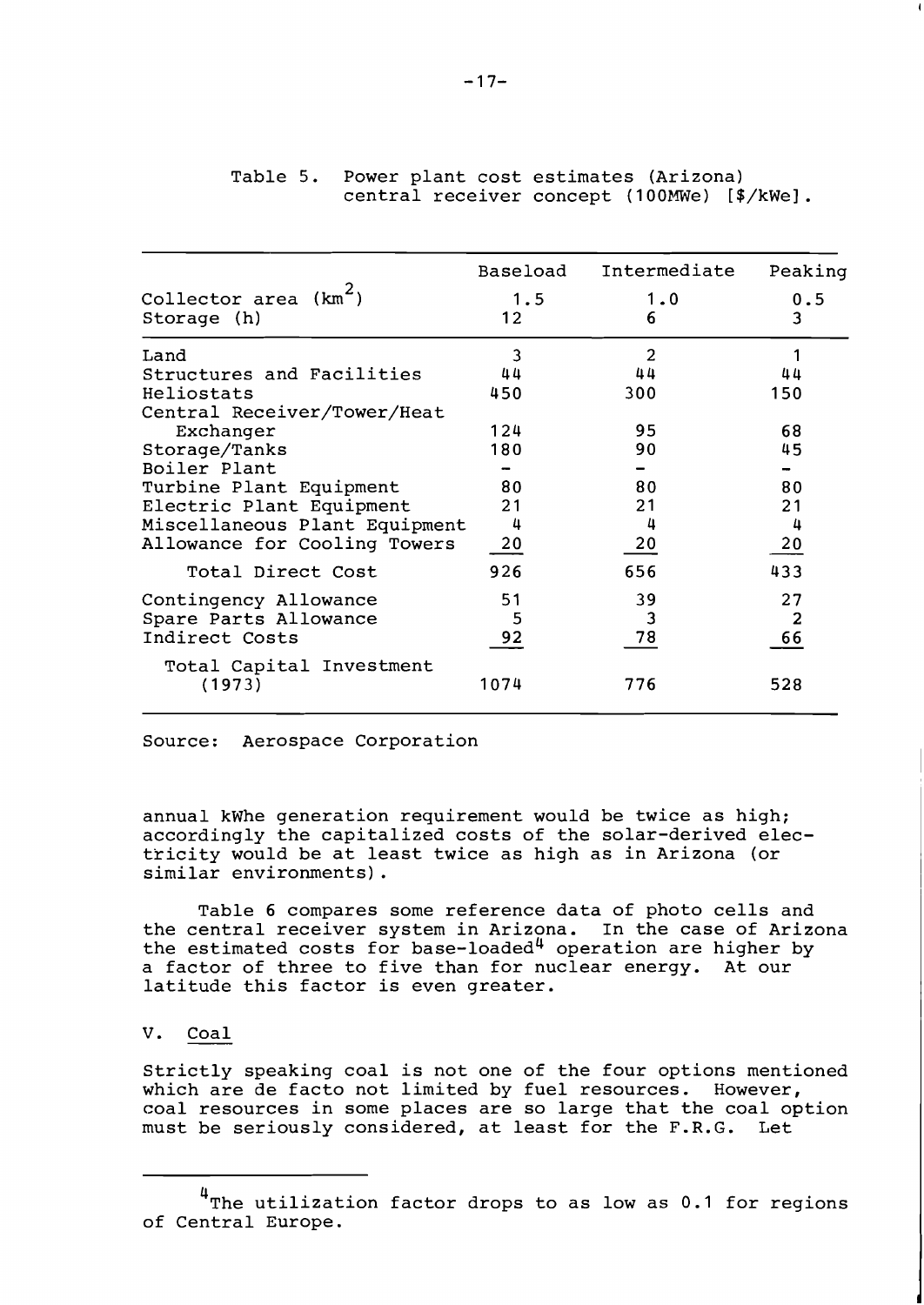Table 5. Power plant cost estimates (Arizona) central receiver concept (100MWe) [$/kWe].

| | Baseload | Intermediate | Peaking |
|---|---|---|---|
| Collector area ($km^2$) | 1.5 | 1.0 | 0.5 |
| Storage (h) | 12 | 6 | 3 |
| Land | 3 | 2 | 1 |
| Structures and Facilities | 44 | 44 | 44 |
| Heliostats | 450 | 300 | 150 |
| Central Receiver/Tower/Heat Exchanger | 124 | 95 | 68 |
| Storage/Tanks | 180 | 90 | 45 |
| Boiler Plant | - | - | - |
| Turbine Plant Equipment | 80 | 80 | 80 |
| Electric Plant Equipment | 21 | 21 | 21 |
| Miscellaneous Plant Equipment | 4 | 4 | 4 |
| Allowance for Cooling Towers | 20 | 20 | 20 |
| Total Direct Cost | 926 | 656 | 433 |
| Contingency Allowance | 51 | 39 | 27 |
| Spare Parts Allowance | 5 | 3 | 2 |
| Indirect Costs | 92 | 78 | 66 |
| Total Capital Investment (1973) | 1074 | 776 | 528 |

Source: Aerospace Corporation

annual kWhe generation requirement would be twice as high; accordingly the capitalized costs of the solar-derived electricity would be at least twice as high as in Arizona (or similar environments).

Table 6 compares some reference data of photo cells and the central receiver system in Arizona. In the case of Arizona the estimated costs for base-loaded[4] operation are higher by a factor of three to five than for nuclear energy. At our latitude this factor is even greater.

## V. Coal

Strictly speaking coal is not one of the four options mentioned which are de facto not limited by fuel resources. However, coal resources in some places are so large that the coal option must be seriously considered, at least for the F.R.G. Let

[4] The utilization factor drops to as low as 0.1 for regions of Central Europe.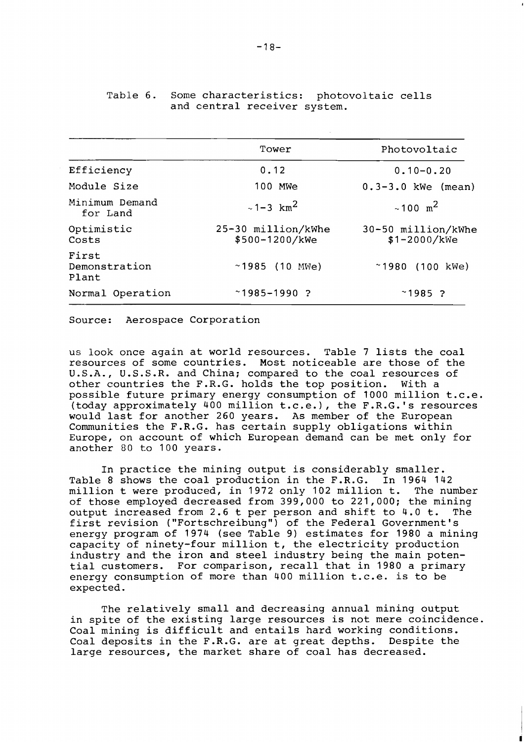Table 6. Some characteristics: photovoltaic cells and central receiver system.

| | Tower | Photovoltaic |
|---|---|---|
| Efficiency | 0.12 | 0.10–0.20 |
| Module Size | 100 MWe | 0.3–3.0 kWe (mean) |
| Minimum Demand for Land | ~1–3 $km^2$ | ~100 $m^2$ |
| Optimistic Costs | 25–30 million/kWhe $500–1200/kWe | 30–50 million/kWhe $1–2000/kWe |
| First Demonstration Plant | ~1985 (10 MWe) | ~1980 (100 kWe) |
| Normal Operation | ~1985–1990 ? | ~1985 ? |

Source: Aerospace Corporation

us look once again at world resources. Table 7 lists the coal resources of some countries. Most noticeable are those of the U.S.A., U.S.S.R. and China; compared to the coal resources of other countries the F.R.G. holds the top position. With a possible future primary energy consumption of 1000 million t.c.e. (today approximately 400 million t.c.e.), the F.R.G.'s resources would last for another 260 years. As member of the European Communities the F.R.G. has certain supply obligations within Europe, on account of which European demand can be met only for another 80 to 100 years.

In practice the mining output is considerably smaller. Table 8 shows the coal production in the F.R.G. In 1964 142 million t were produced, in 1972 only 102 million t. The number of those employed decreased from 399,000 to 221,000; the mining output increased from 2.6 t per person and shift to 4.0 t. The first revision ("Fortschreibung") of the Federal Government's energy program of 1974 (see Table 9) estimates for 1980 a mining capacity of ninety-four million t, the electricity production industry and the iron and steel industry being the main potential customers. For comparison, recall that in 1980 a primary energy consumption of more than 400 million t.c.e. is to be expected.

The relatively small and decreasing annual mining output in spite of the existing large resources is not mere coincidence. Coal mining is difficult and entails hard working conditions. Coal deposits in the F.R.G. are at great depths. Despite the large resources, the market share of coal has decreased.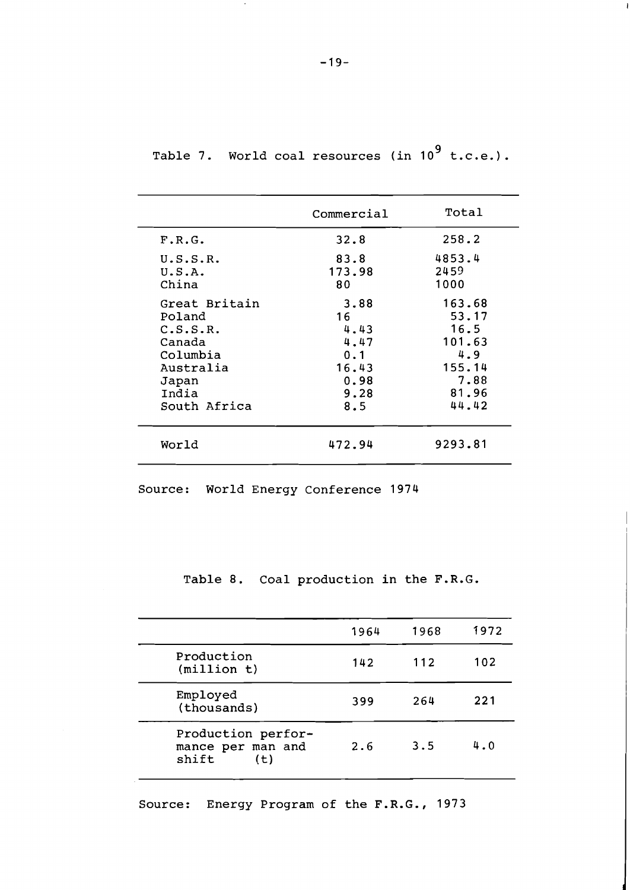Table 7. World coal resources (in $10^9$ t.c.e.).

| | Commercial | Total |
|---|---|---|
| F.R.G. | 32.8 | 258.2 |
| U.S.S.R. | 83.8 | 4853.4 |
| U.S.A. | 173.98 | 2459 |
| China | 80 | 1000 |
| Great Britain | 3.88 | 163.68 |
| Poland | 16 | 53.17 |
| C.S.S.R. | 4.43 | 16.5 |
| Canada | 4.47 | 101.63 |
| Columbia | 0.1 | 4.9 |
| Australia | 16.43 | 155.14 |
| Japan | 0.98 | 7.88 |
| India | 9.28 | 81.96 |
| South Africa | 8.5 | 44.42 |
| World | 472.94 | 9293.81 |

Source: World Energy Conference 1974

Table 8. Coal production in the F.R.G.

| | 1964 | 1968 | 1972 |
|---|---|---|---|
| Production (million t) | 142 | 112 | 102 |
| Employed (thousands) | 399 | 264 | 221 |
| Production performance per man and shift (t) | 2.6 | 3.5 | 4.0 |

Source: Energy Program of the F.R.G., 1973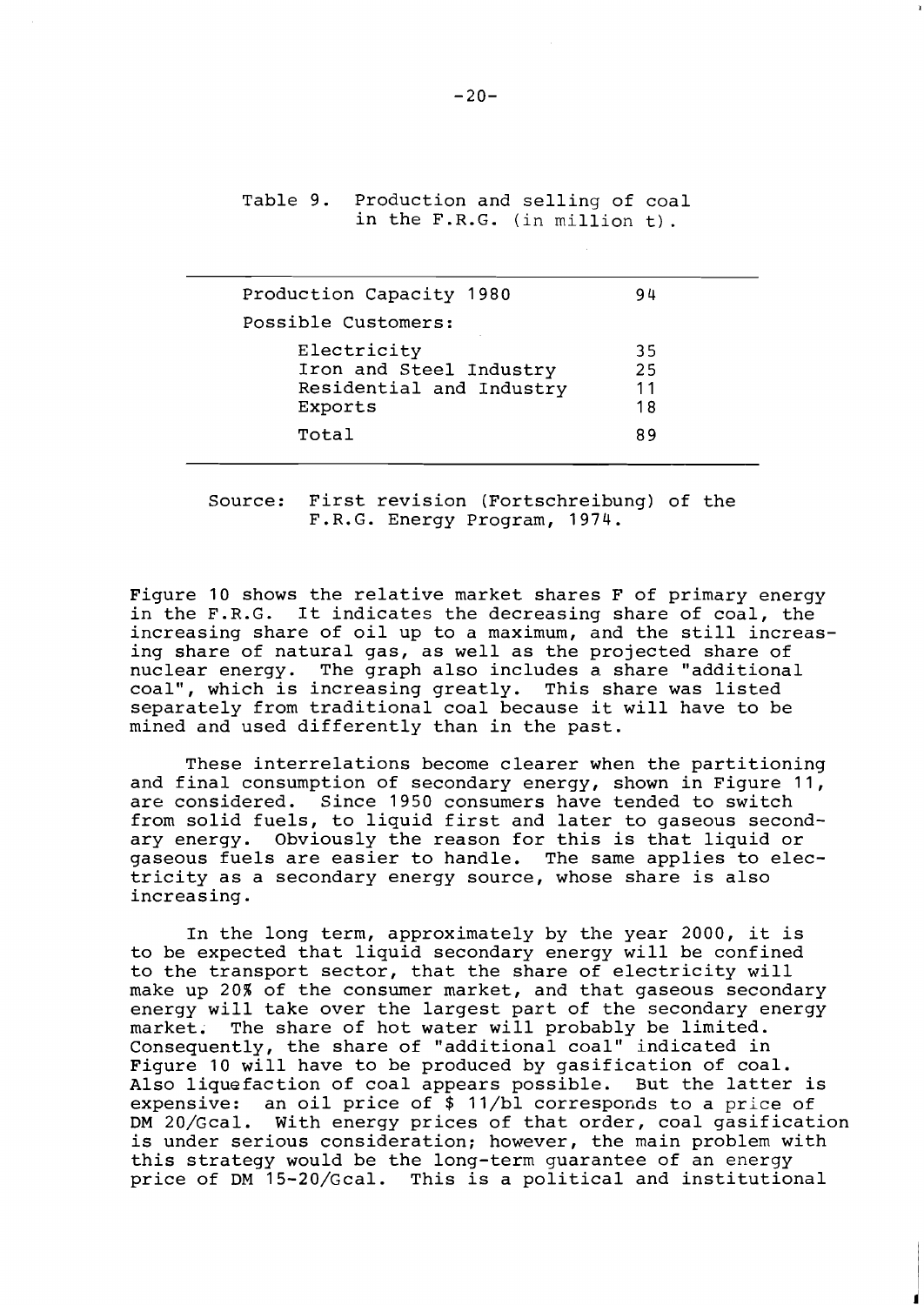Table 9. Production and selling of coal in the F.R.G. (in million t).

| | |
|---|---|
| Production Capacity 1980 | 94 |
| Possible Customers: | |
| Electricity | 35 |
| Iron and Steel Industry | 25 |
| Residential and Industry | 11 |
| Exports | 18 |
| Total | 89 |

Source: First revision (Fortschreibung) of the F.R.G. Energy Program, 1974.

Figure 10 shows the relative market shares F of primary energy in the F.R.G. It indicates the decreasing share of coal, the increasing share of oil up to a maximum, and the still increasing share of natural gas, as well as the projected share of nuclear energy. The graph also includes a share "additional coal", which is increasing greatly. This share was listed separately from traditional coal because it will have to be mined and used differently than in the past.

These interrelations become clearer when the partitioning and final consumption of secondary energy, shown in Figure 11, are considered. Since 1950 consumers have tended to switch from solid fuels, to liquid first and later to gaseous secondary energy. Obviously the reason for this is that liquid or gaseous fuels are easier to handle. The same applies to electricity as a secondary energy source, whose share is also increasing.

In the long term, approximately by the year 2000, it is to be expected that liquid secondary energy will be confined to the transport sector, that the share of electricity will make up 20% of the consumer market, and that gaseous secondary energy will take over the largest part of the secondary energy market. The share of hot water will probably be limited. Consequently, the share of "additional coal" indicated in Figure 10 will have to be produced by gasification of coal. Also liquefaction of coal appears possible. But the latter is expensive: an oil price of $ 11/bl corresponds to a price of DM 20/Gcal. With energy prices of that order, coal gasification is under serious consideration; however, the main problem with this strategy would be the long-term guarantee of an energy price of DM 15-20/Gcal. This is a political and institutional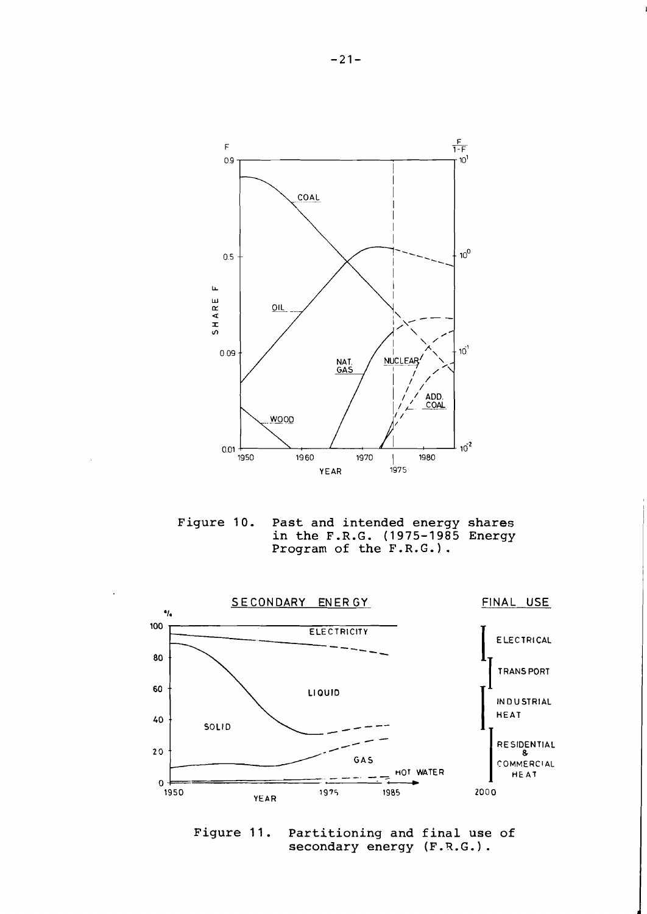Figure 10. Past and intended energy shares in the F.R.G. (1975-1985 Energy Program of the F.R.G.).

Figure 11. Partitioning and final use of secondary energy (F.R.G.).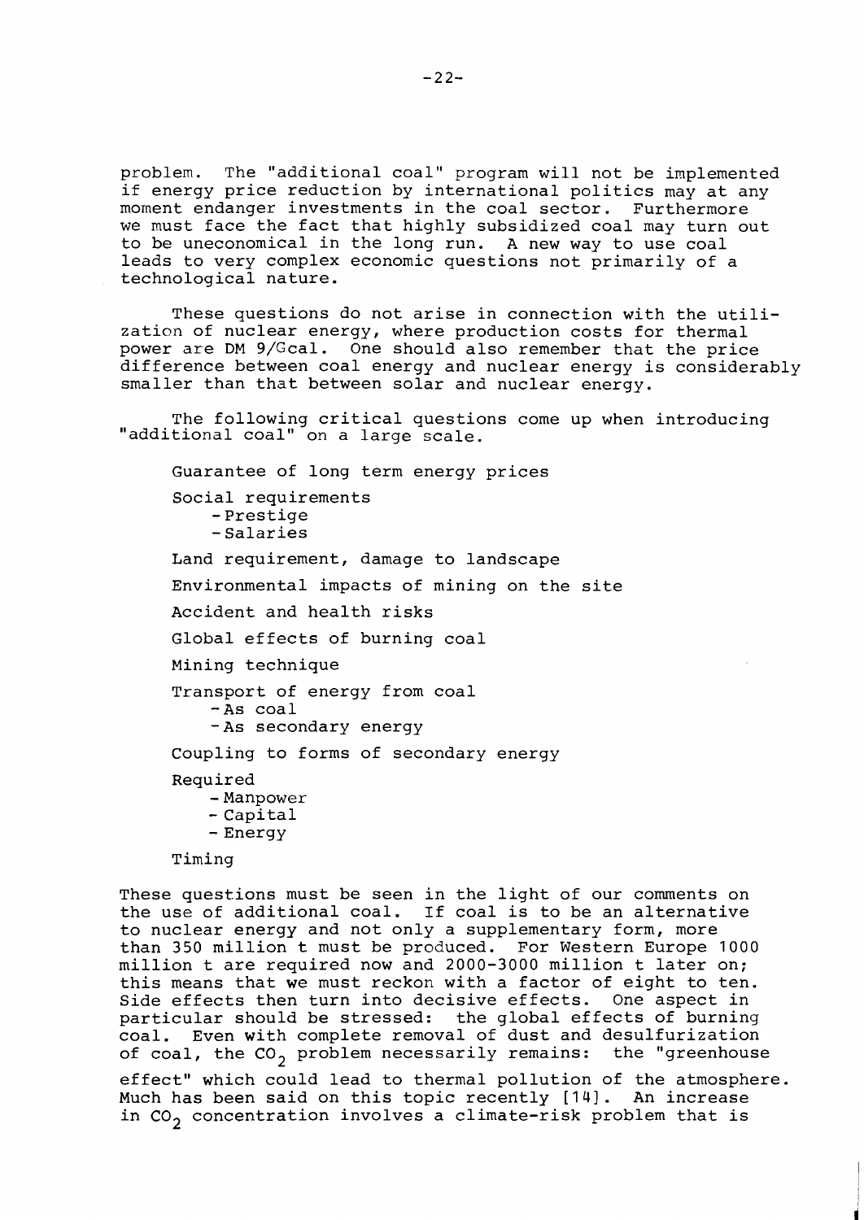problem. The "additional coal" program will not be implemented if energy price reduction by international politics may at any moment endanger investments in the coal sector. Furthermore we must face the fact that highly subsidized coal may turn out to be uneconomical in the long run. A new way to use coal leads to very complex economic questions not primarily of a technological nature.

These questions do not arise in connection with the utilization of nuclear energy, where production costs for thermal power are DM 9/Gcal. One should also remember that the price difference between coal energy and nuclear energy is considerably smaller than that between solar and nuclear energy.

The following critical questions come up when introducing "additional coal" on a large scale.

- Guarantee of long term energy prices
- Social requirements
  - Prestige
  - Salaries
- Land requirement, damage to landscape
- Environmental impacts of mining on the site
- Accident and health risks
- Global effects of burning coal
- Mining technique
- Transport of energy from coal
  - As coal
  - As secondary energy
- Coupling to forms of secondary energy
- Required
  - Manpower
  - Capital
  - Energy
- Timing

These questions must be seen in the light of our comments on the use of additional coal. If coal is to be an alternative to nuclear energy and not only a supplementary form, more than 350 million t must be produced. For Western Europe 1000 million t are required now and 2000-3000 million t later on; this means that we must reckon with a factor of eight to ten. Side effects then turn into decisive effects. One aspect in particular should be stressed: the global effects of burning coal. Even with complete removal of dust and desulfurization of coal, the $CO_2$ problem necessarily remains: the "greenhouse effect" which could lead to thermal pollution of the atmosphere. Much has been said on this topic recently [14]. An increase in $CO_2$ concentration involves a climate-risk problem that is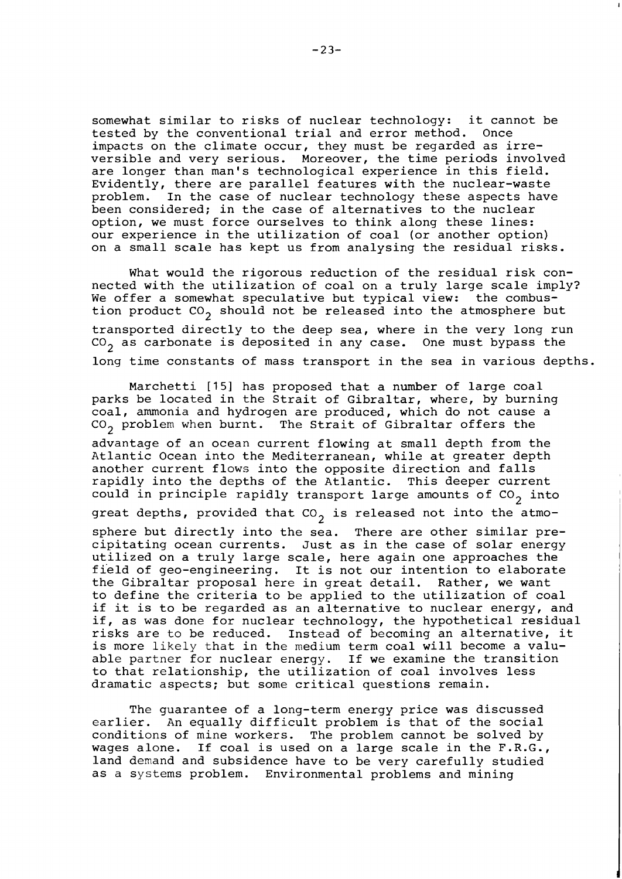somewhat similar to risks of nuclear technology: it cannot be tested by the conventional trial and error method. Once impacts on the climate occur, they must be regarded as irreversible and very serious. Moreover, the time periods involved are longer than man's technological experience in this field. Evidently, there are parallel features with the nuclear-waste problem. In the case of nuclear technology these aspects have been considered; in the case of alternatives to the nuclear option, we must force ourselves to think along these lines: our experience in the utilization of coal (or another option) on a small scale has kept us from analysing the residual risks.

What would the rigorous reduction of the residual risk connected with the utilization of coal on a truly large scale imply? We offer a somewhat speculative but typical view: the combustion product $CO_2$ should not be released into the atmosphere but transported directly to the deep sea, where in the very long run $CO_2$ as carbonate is deposited in any case. One must bypass the long time constants of mass transport in the sea in various depths.

Marchetti [15] has proposed that a number of large coal parks be located in the Strait of Gibraltar, where, by burning coal, ammonia and hydrogen are produced, which do not cause a $CO_2$ problem when burnt. The Strait of Gibraltar offers the advantage of an ocean current flowing at small depth from the Atlantic Ocean into the Mediterranean, while at greater depth another current flows into the opposite direction and falls rapidly into the depths of the Atlantic. This deeper current could in principle rapidly transport large amounts of $CO_2$ into great depths, provided that $CO_2$ is released not into the atmosphere but directly into the sea. There are other similar precipitating ocean currents. Just as in the case of solar energy utilized on a truly large scale, here again one approaches the field of geo-engineering. It is not our intention to elaborate the Gibraltar proposal here in great detail. Rather, we want to define the criteria to be applied to the utilization of coal if it is to be regarded as an alternative to nuclear energy, and if, as was done for nuclear technology, the hypothetical residual risks are to be reduced. Instead of becoming an alternative, it is more likely that in the medium term coal will become a valuable partner for nuclear energy. If we examine the transition to that relationship, the utilization of coal involves less dramatic aspects; but some critical questions remain.

The guarantee of a long-term energy price was discussed earlier. An equally difficult problem is that of the social conditions of mine workers. The problem cannot be solved by wages alone. If coal is used on a large scale in the F.R.G., land demand and subsidence have to be very carefully studied as a systems problem. Environmental problems and mining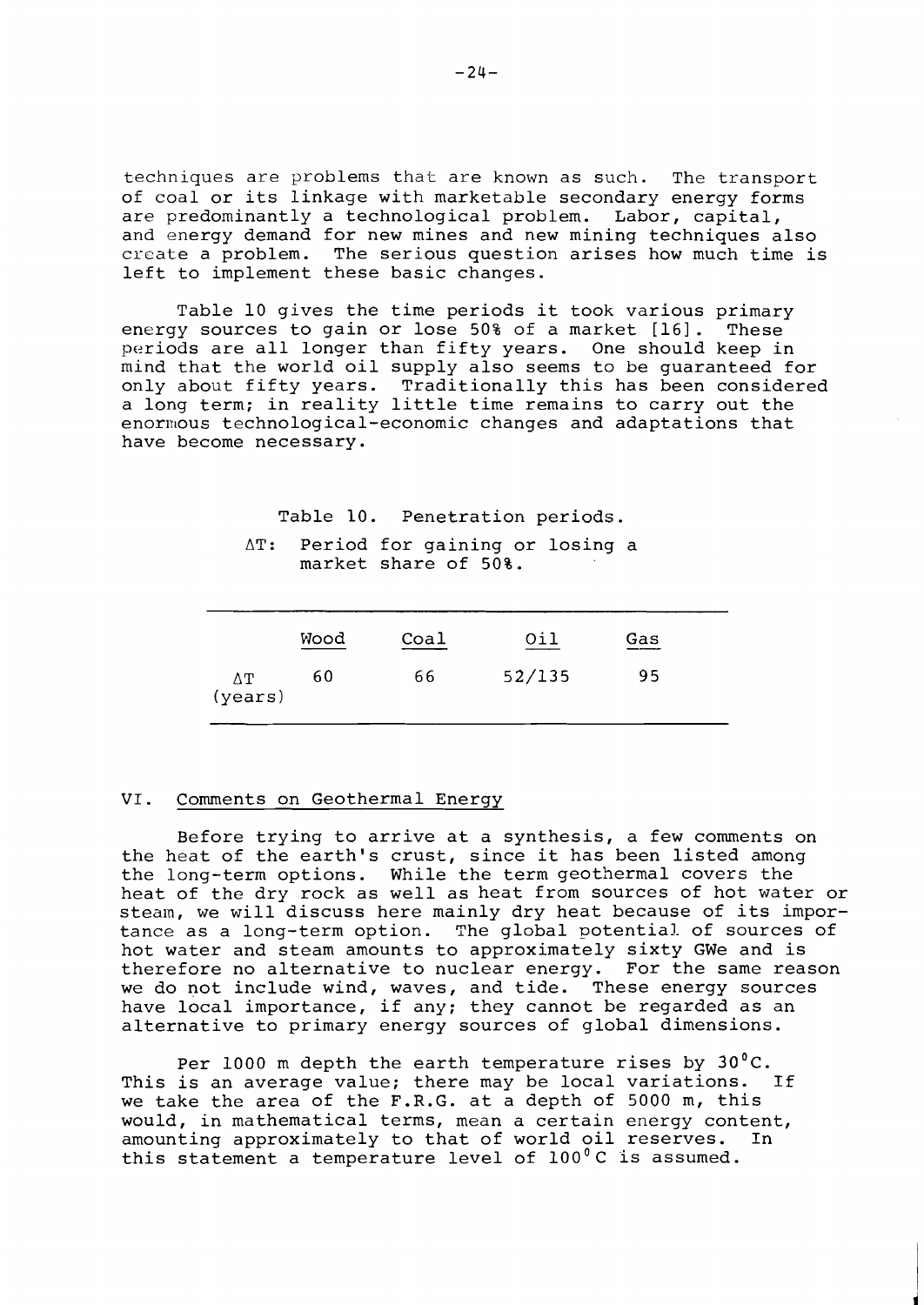techniques are problems that are known as such. The transport of coal or its linkage with marketable secondary energy forms are predominantly a technological problem. Labor, capital, and energy demand for new mines and new mining techniques also create a problem. The serious question arises how much time is left to implement these basic changes.

Table 10 gives the time periods it took various primary energy sources to gain or lose 50% of a market [16]. These periods are all longer than fifty years. One should keep in mind that the world oil supply also seems to be guaranteed for only about fifty years. Traditionally this has been considered a long term; in reality little time remains to carry out the enormous technological-economic changes and adaptations that have become necessary.

Table 10. Penetration periods.

$\Delta T$: Period for gaining or losing a market share of 50%.

| | Wood | Coal | Oil | Gas |
|---|---|---|---|---|
| $\Delta T$ (years) | 60 | 66 | 52/135 | 95 |

## VI. Comments on Geothermal Energy

Before trying to arrive at a synthesis, a few comments on the heat of the earth's crust, since it has been listed among the long-term options. While the term geothermal covers the heat of the dry rock as well as heat from sources of hot water or steam, we will discuss here mainly dry heat because of its importance as a long-term option. The global potential of sources of hot water and steam amounts to approximately sixty GWe and is therefore no alternative to nuclear energy. For the same reason we do not include wind, waves, and tide. These energy sources have local importance, if any; they cannot be regarded as an alternative to primary energy sources of global dimensions.

Per 1000 m depth the earth temperature rises by 30°C. This is an average value; there may be local variations. If we take the area of the F.R.G. at a depth of 5000 m, this would, in mathematical terms, mean a certain energy content, amounting approximately to that of world oil reserves. In this statement a temperature level of 100°C is assumed.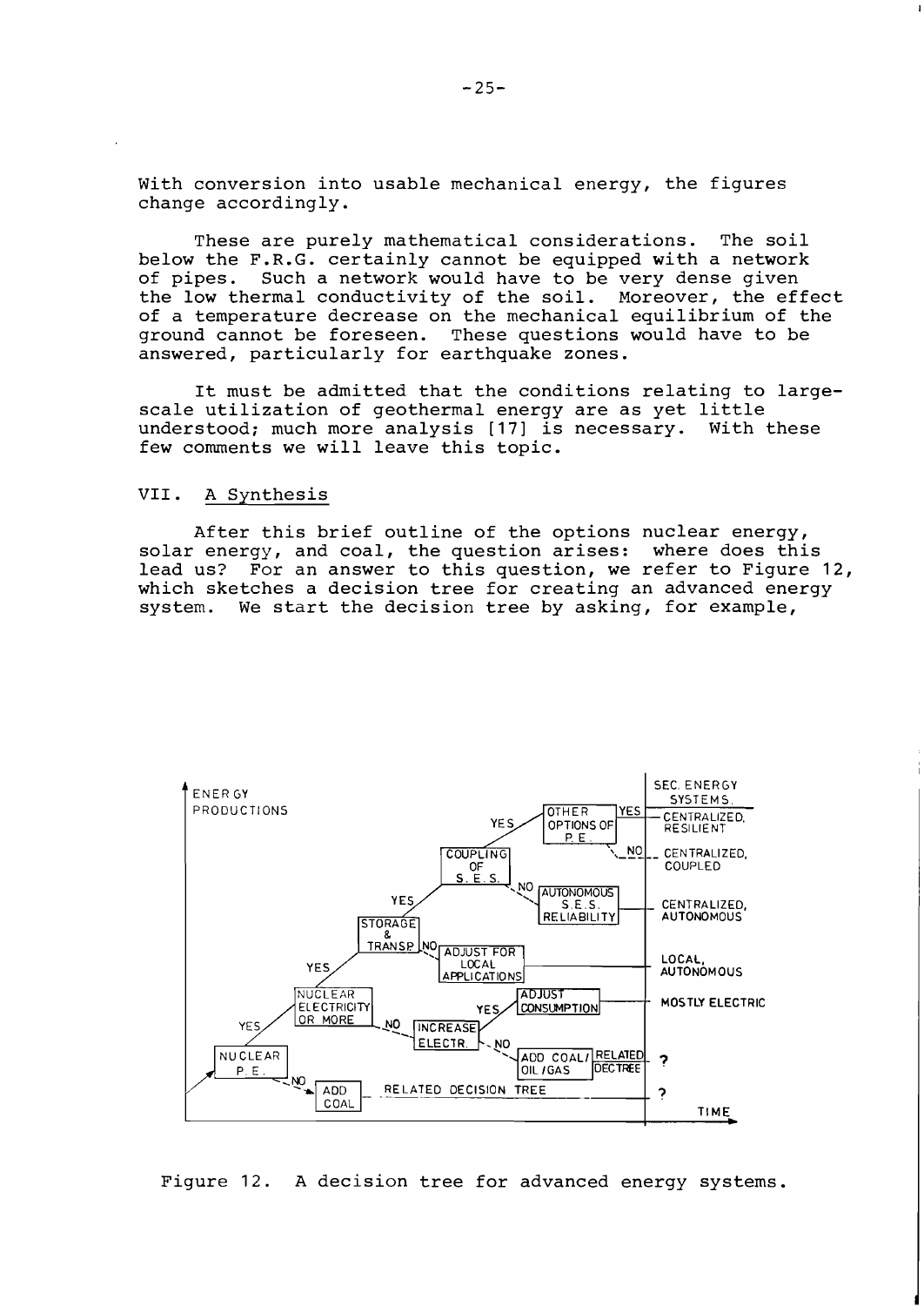With conversion into usable mechanical energy, the figures change accordingly.

These are purely mathematical considerations. The soil below the F.R.G. certainly cannot be equipped with a network of pipes. Such a network would have to be very dense given the low thermal conductivity of the soil. Moreover, the effect of a temperature decrease on the mechanical equilibrium of the ground cannot be foreseen. These questions would have to be answered, particularly for earthquake zones.

It must be admitted that the conditions relating to large-scale utilization of geothermal energy are as yet little understood; much more analysis [17] is necessary. With these few comments we will leave this topic.

## VII. A Synthesis

After this brief outline of the options nuclear energy, solar energy, and coal, the question arises: where does this lead us? For an answer to this question, we refer to Figure 12, which sketches a decision tree for creating an advanced energy system. We start the decision tree by asking, for example,

Figure 12. A decision tree for advanced energy systems.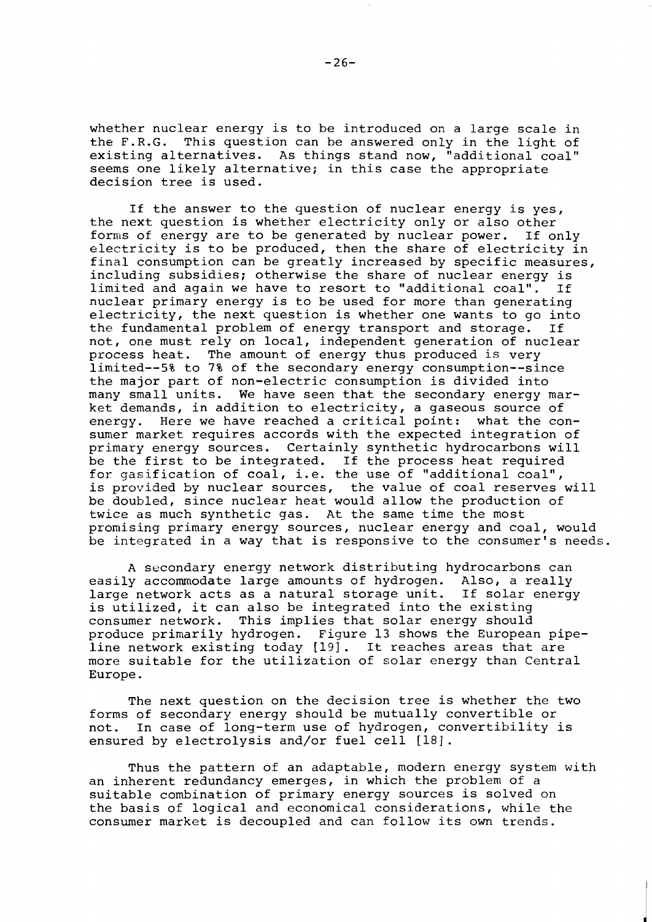whether nuclear energy is to be introduced on a large scale in the F.R.G. This question can be answered only in the light of existing alternatives. As things stand now, "additional coal" seems one likely alternative; in this case the appropriate decision tree is used.

If the answer to the question of nuclear energy is yes, the next question is whether electricity only or also other forms of energy are to be generated by nuclear power. If only electricity is to be produced, then the share of electricity in final consumption can be greatly increased by specific measures, including subsidies; otherwise the share of nuclear energy is limited and again we have to resort to "additional coal". If nuclear primary energy is to be used for more than generating electricity, the next question is whether one wants to go into the fundamental problem of energy transport and storage. If not, one must rely on local, independent generation of nuclear process heat. The amount of energy thus produced is very limited--5% to 7% of the secondary energy consumption--since the major part of non-electric consumption is divided into many small units. We have seen that the secondary energy market demands, in addition to electricity, a gaseous source of energy. Here we have reached a critical point: what the consumer market requires accords with the expected integration of primary energy sources. Certainly synthetic hydrocarbons will be the first to be integrated. If the process heat required for gasification of coal, i.e. the use of "additional coal", is provided by nuclear sources, the value of coal reserves will be doubled, since nuclear heat would allow the production of twice as much synthetic gas. At the same time the most promising primary energy sources, nuclear energy and coal, would be integrated in a way that is responsive to the consumer's needs.

A secondary energy network distributing hydrocarbons can easily accommodate large amounts of hydrogen. Also, a really large network acts as a natural storage unit. If solar energy is utilized, it can also be integrated into the existing consumer network. This implies that solar energy should produce primarily hydrogen. Figure 13 shows the European pipeline network existing today [19]. It reaches areas that are more suitable for the utilization of solar energy than Central Europe.

The next question on the decision tree is whether the two forms of secondary energy should be mutually convertible or not. In case of long-term use of hydrogen, convertibility is ensured by electrolysis and/or fuel cell [18].

Thus the pattern of an adaptable, modern energy system with an inherent redundancy emerges, in which the problem of a suitable combination of primary energy sources is solved on the basis of logical and economical considerations, while the consumer market is decoupled and can follow its own trends.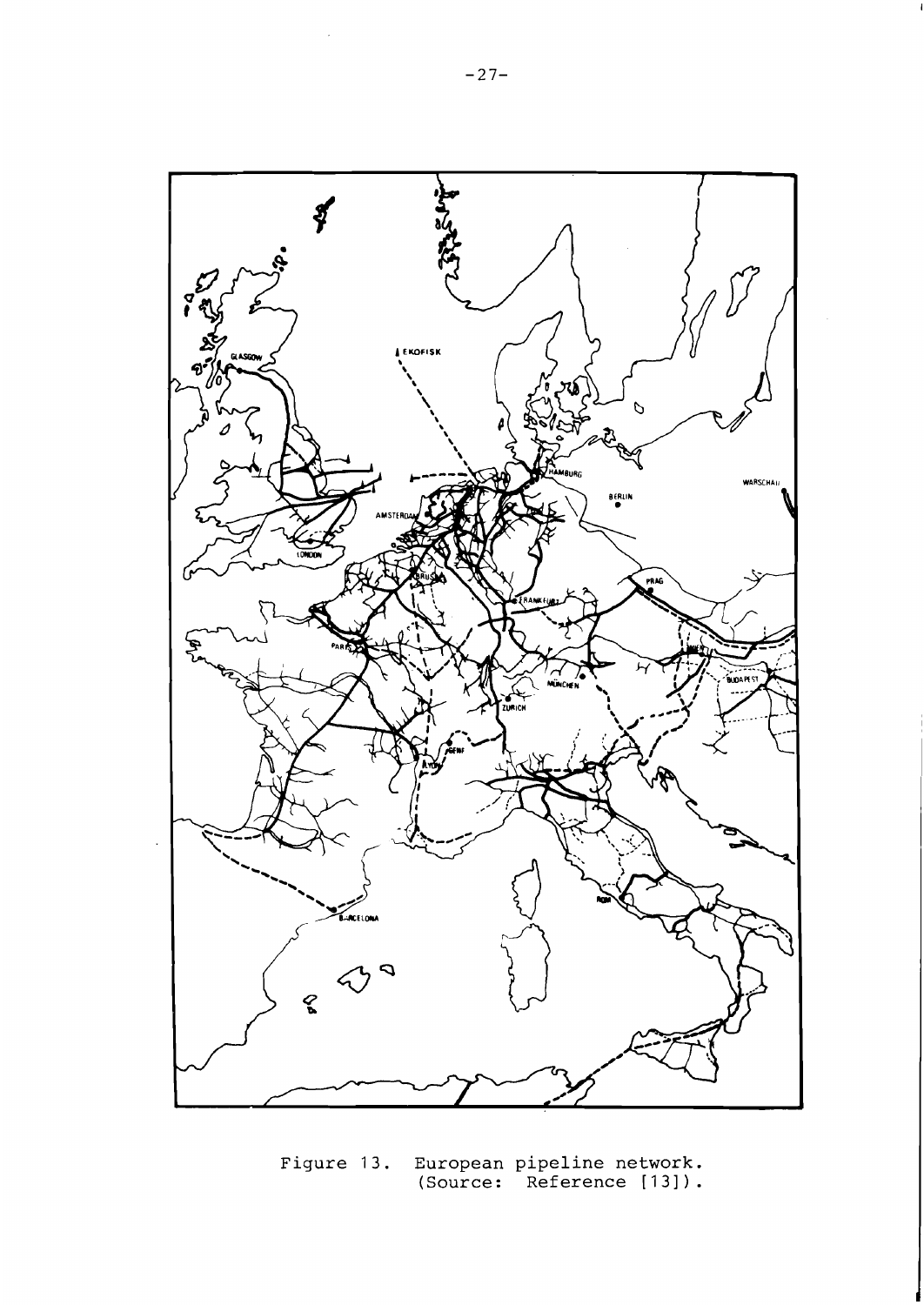Figure 13. European pipeline network. (Source: Reference [13]).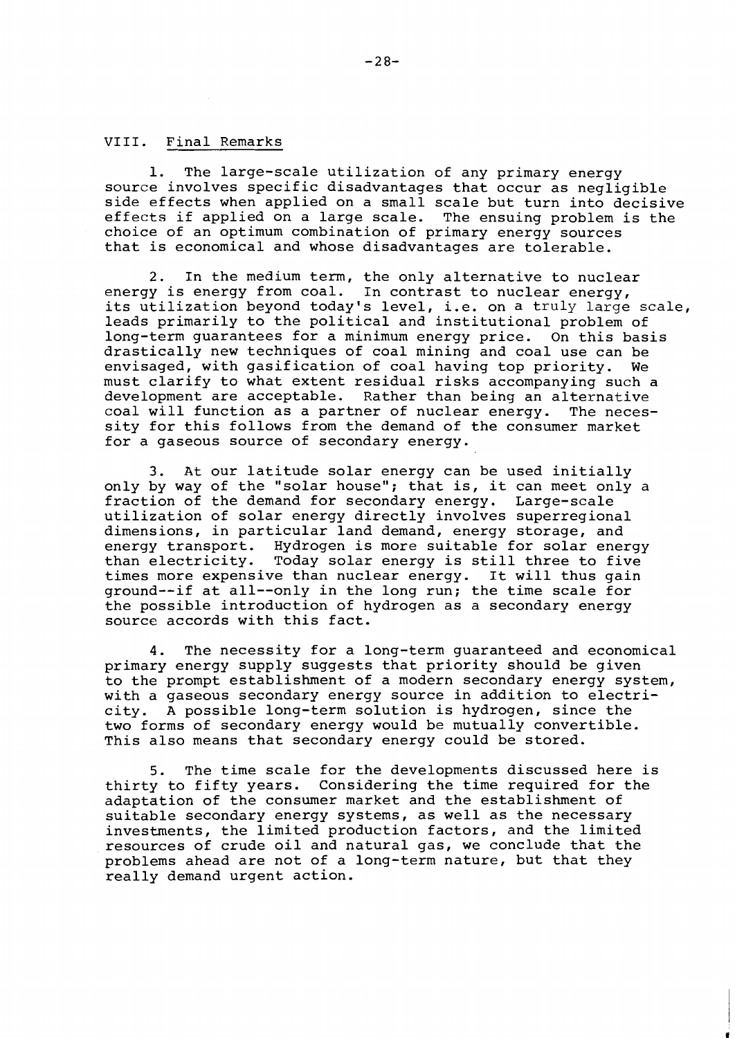## VIII. Final Remarks

1. The large-scale utilization of any primary energy source involves specific disadvantages that occur as negligible side effects when applied on a small scale but turn into decisive effects if applied on a large scale. The ensuing problem is the choice of an optimum combination of primary energy sources that is economical and whose disadvantages are tolerable.

2. In the medium term, the only alternative to nuclear energy is energy from coal. In contrast to nuclear energy, its utilization beyond today's level, i.e. on a truly large scale, leads primarily to the political and institutional problem of long-term guarantees for a minimum energy price. On this basis drastically new techniques of coal mining and coal use can be envisaged, with gasification of coal having top priority. We must clarify to what extent residual risks accompanying such a development are acceptable. Rather than being an alternative coal will function as a partner of nuclear energy. The necessity for this follows from the demand of the consumer market for a gaseous source of secondary energy.

3. At our latitude solar energy can be used initially only by way of the "solar house"; that is, it can meet only a fraction of the demand for secondary energy. Large-scale utilization of solar energy directly involves superregional dimensions, in particular land demand, energy storage, and energy transport. Hydrogen is more suitable for solar energy than electricity. Today solar energy is still three to five times more expensive than nuclear energy. It will thus gain ground--if at all--only in the long run; the time scale for the possible introduction of hydrogen as a secondary energy source accords with this fact.

4. The necessity for a long-term guaranteed and economical primary energy supply suggests that priority should be given to the prompt establishment of a modern secondary energy system, with a gaseous secondary energy source in addition to electricity. A possible long-term solution is hydrogen, since the two forms of secondary energy would be mutually convertible. This also means that secondary energy could be stored.

5. The time scale for the developments discussed here is thirty to fifty years. Considering the time required for the adaptation of the consumer market and the establishment of suitable secondary energy systems, as well as the necessary investments, the limited production factors, and the limited resources of crude oil and natural gas, we conclude that the problems ahead are not of a long-term nature, but that they really demand urgent action.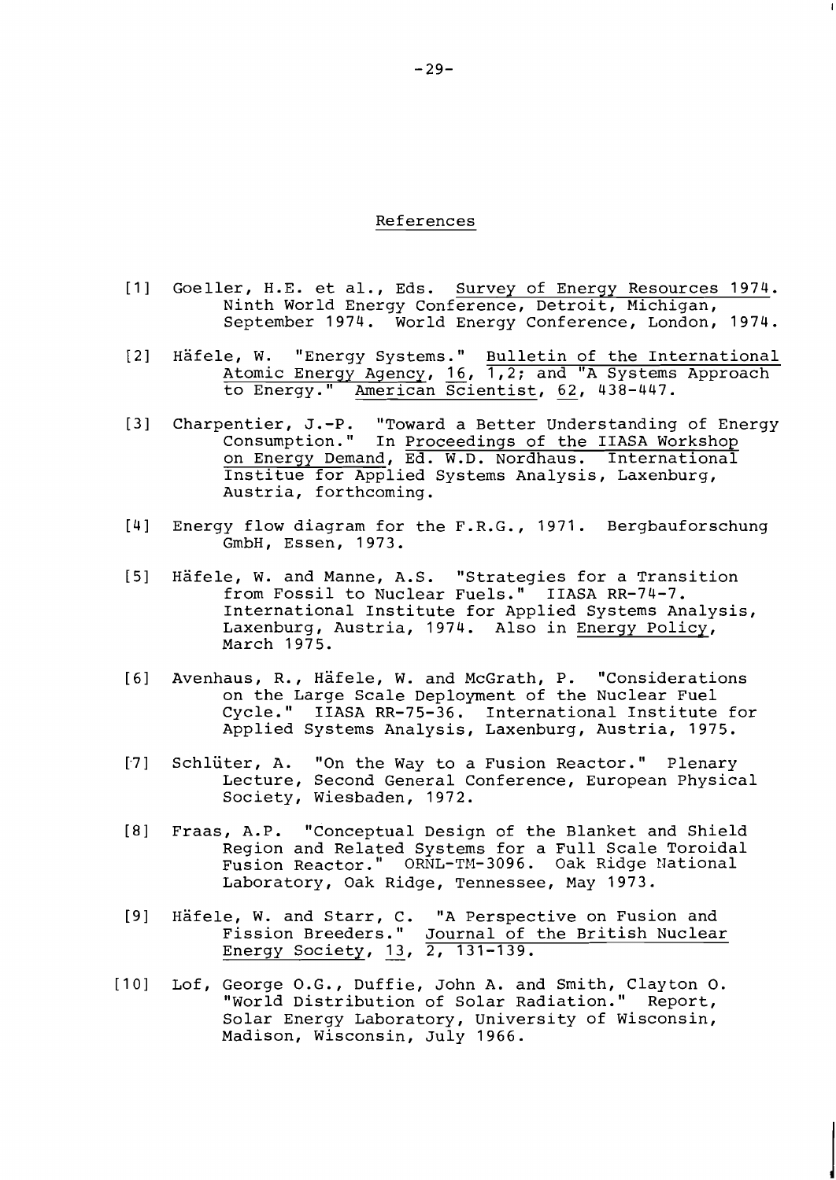# References

[1] Goeller, H.E. et al., Eds. Survey of Energy Resources 1974. Ninth World Energy Conference, Detroit, Michigan, September 1974. World Energy Conference, London, 1974.

[2] Häfele, W. "Energy Systems." Bulletin of the International Atomic Energy Agency, 16, 1,2; and "A Systems Approach to Energy." American Scientist, 62, 438-447.

[3] Charpentier, J.-P. "Toward a Better Understanding of Energy Consumption." In Proceedings of the IIASA Workshop on Energy Demand, Ed. W.D. Nordhaus. International Institue for Applied Systems Analysis, Laxenburg, Austria, forthcoming.

[4] Energy flow diagram for the F.R.G., 1971. Bergbauforschung GmbH, Essen, 1973.

[5] Häfele, W. and Manne, A.S. "Strategies for a Transition from Fossil to Nuclear Fuels." IIASA RR-74-7. International Institute for Applied Systems Analysis, Laxenburg, Austria, 1974. Also in Energy Policy, March 1975.

[6] Avenhaus, R., Häfele, W. and McGrath, P. "Considerations on the Large Scale Deployment of the Nuclear Fuel Cycle." IIASA RR-75-36. International Institute for Applied Systems Analysis, Laxenburg, Austria, 1975.

[7] Schlüter, A. "On the Way to a Fusion Reactor." Plenary Lecture, Second General Conference, European Physical Society, Wiesbaden, 1972.

[8] Fraas, A.P. "Conceptual Design of the Blanket and Shield Region and Related Systems for a Full Scale Toroidal Fusion Reactor." ORNL-TM-3096. Oak Ridge National Laboratory, Oak Ridge, Tennessee, May 1973.

[9] Häfele, W. and Starr, C. "A Perspective on Fusion and Fission Breeders." Journal of the British Nuclear Energy Society, 13, 2, 131-139.

[10] Lof, George O.G., Duffie, John A. and Smith, Clayton O. "World Distribution of Solar Radiation." Report, Solar Energy Laboratory, University of Wisconsin, Madison, Wisconsin, July 1966.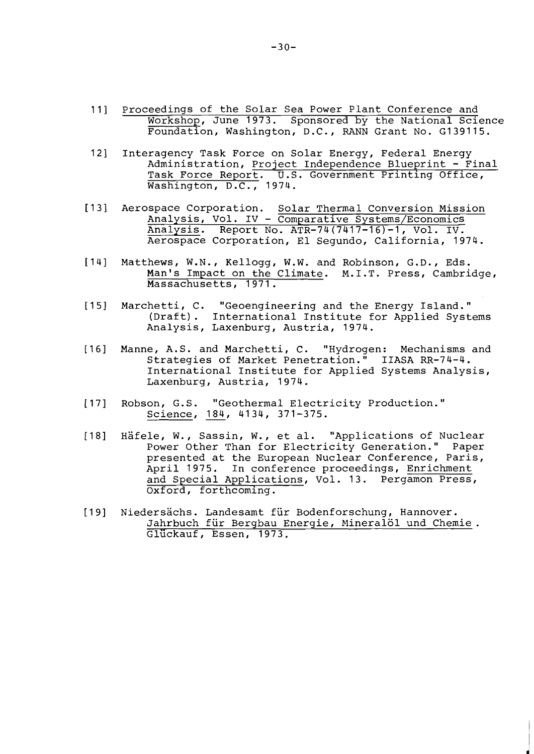11] Proceedings of the Solar Sea Power Plant Conference and Workshop, June 1973. Sponsored by the National Science Foundation, Washington, D.C., RANN Grant No. G139115.

12] Interagency Task Force on Solar Energy, Federal Energy Administration, Project Independence Blueprint - Final Task Force Report. U.S. Government Printing Office, Washington, D.C., 1974.

[13] Aerospace Corporation. Solar Thermal Conversion Mission Analysis, Vol. IV - Comparative Systems/Economics Analysis. Report No. ATR-74(7417-16)-1, Vol. IV. Aerospace Corporation, El Segundo, California, 1974.

[14] Matthews, W.N., Kellogg, W.W. and Robinson, G.D., Eds. Man's Impact on the Climate. M.I.T. Press, Cambridge, Massachusetts, 1971.

[15] Marchetti, C. "Geoengineering and the Energy Island." (Draft). International Institute for Applied Systems Analysis, Laxenburg, Austria, 1974.

[16] Manne, A.S. and Marchetti, C. "Hydrogen: Mechanisms and Strategies of Market Penetration." IIASA RR-74-4. International Institute for Applied Systems Analysis, Laxenburg, Austria, 1974.

[17] Robson, G.S. "Geothermal Electricity Production." Science, 184, 4134, 371-375.

[18] Häfele, W., Sassin, W., et al. "Applications of Nuclear Power Other Than for Electricity Generation." Paper presented at the European Nuclear Conference, Paris, April 1975. In conference proceedings, Enrichment and Special Applications, Vol. 13. Pergamon Press, Oxford, forthcoming.

[19] Niedersächs. Landesamt für Bodenforschung, Hannover. Jahrbuch für Bergbau Energie, Mineralöl und Chemie. Glückauf, Essen, 1973.